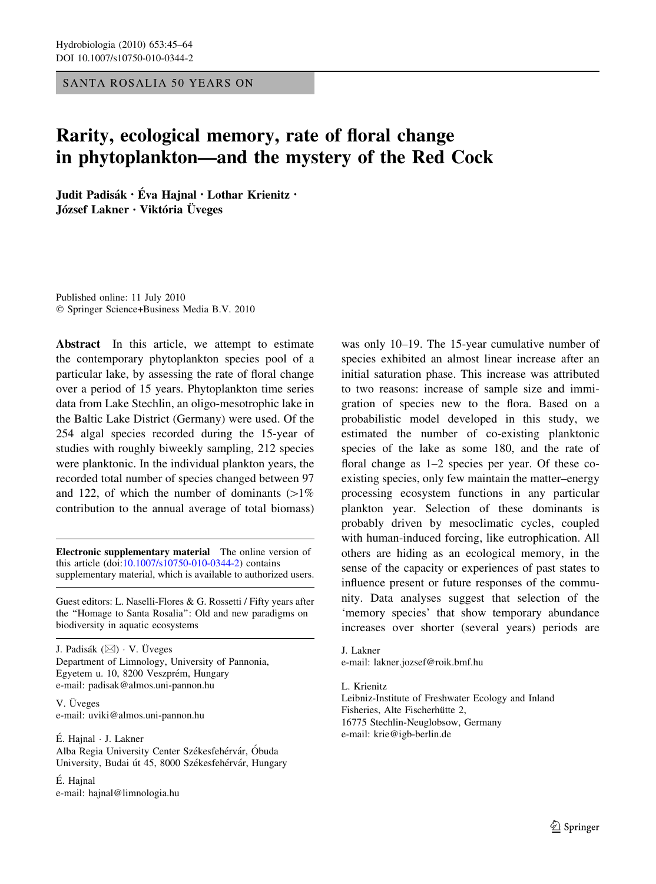SANTA ROSALIA 50 YEARS ON

# Rarity, ecological memory, rate of floral change in phytoplankton—and the mystery of the Red Cock

**Judit Padisák · Éva Hajnal · Lothar Krienitz · József Lakner · Viktória Üveges**

Published online: 11 July 2010
© Springer Science+Business Media B.V. 2010

**Abstract** In this article, we attempt to estimate the contemporary phytoplankton species pool of a particular lake, by assessing the rate of floral change over a period of 15 years. Phytoplankton time series data from Lake Stechlin, an oligo-mesotrophic lake in the Baltic Lake District (Germany) were used. Of the 254 algal species recorded during the 15-year of studies with roughly biweekly sampling, 212 species were planktonic. In the individual plankton years, the recorded total number of species changed between 97 and 122, of which the number of dominants (>1% contribution to the annual average of total biomass) was only 10–19. The 15-year cumulative number of species exhibited an almost linear increase after an initial saturation phase. This increase was attributed to two reasons: increase of sample size and immigration of species new to the flora. Based on a probabilistic model developed in this study, we estimated the number of co-existing planktonic species of the lake as some 180, and the rate of floral change as 1–2 species per year. Of these co-existing species, only few maintain the matter–energy processing ecosystem functions in any particular plankton year. Selection of these dominants is probably driven by mesoclimatic cycles, coupled with human-induced forcing, like eutrophication. All others are hiding as an ecological memory, in the sense of the capacity or experiences of past states to influence present or future responses of the community. Data analyses suggest that selection of the 'memory species' that show temporary abundance increases over shorter (several years) periods are

**Electronic supplementary material** The online version of this article (doi:10.1007/s10750-010-0344-2) contains supplementary material, which is available to authorized users.

Guest editors: L. Naselli-Flores & G. Rossetti / Fifty years after the "Homage to Santa Rosalia": Old and new paradigms on biodiversity in aquatic ecosystems

J. Padisák (✉) · V. Üveges
Department of Limnology, University of Pannonia, Egyetem u. 10, 8200 Veszprém, Hungary
e-mail: padisak@almos.uni-pannon.hu

V. Üveges
e-mail: uviki@almos.uni-pannon.hu

É. Hajnal · J. Lakner
Alba Regia University Center Székesfehérvár, Óbuda University, Budai út 45, 8000 Székesfehérvár, Hungary

É. Hajnal
e-mail: hajnal@limnologia.hu

J. Lakner
e-mail: lakner.jozsef@roik.bmf.hu

L. Krienitz
Leibniz-Institute of Freshwater Ecology and Inland Fisheries, Alte Fischerhütte 2, 16775 Stechlin-Neuglobsow, Germany
e-mail: krie@igb-berlin.de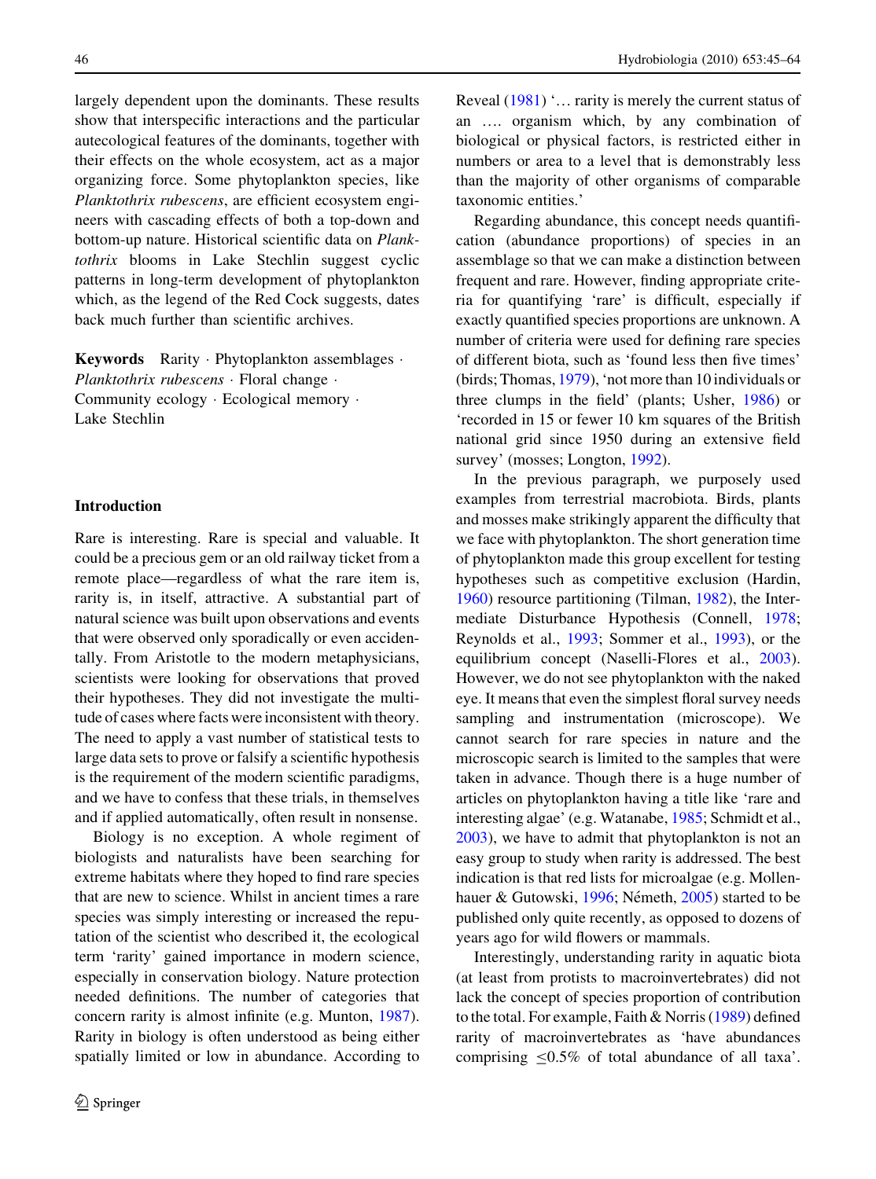largely dependent upon the dominants. These results show that interspecific interactions and the particular autecological features of the dominants, together with their effects on the whole ecosystem, act as a major organizing force. Some phytoplankton species, like *Planktothrix rubescens*, are efficient ecosystem engineers with cascading effects of both a top-down and bottom-up nature. Historical scientific data on *Planktothrix* blooms in Lake Stechlin suggest cyclic patterns in long-term development of phytoplankton which, as the legend of the Red Cock suggests, dates back much further than scientific archives.

**Keywords** Rarity · Phytoplankton assemblages · *Planktothrix rubescens* · Floral change · Community ecology · Ecological memory · Lake Stechlin

## Introduction

Rare is interesting. Rare is special and valuable. It could be a precious gem or an old railway ticket from a remote place—regardless of what the rare item is, rarity is, in itself, attractive. A substantial part of natural science was built upon observations and events that were observed only sporadically or even accidentally. From Aristotle to the modern metaphysicians, scientists were looking for observations that proved their hypotheses. They did not investigate the multitude of cases where facts were inconsistent with theory. The need to apply a vast number of statistical tests to large data sets to prove or falsify a scientific hypothesis is the requirement of the modern scientific paradigms, and we have to confess that these trials, in themselves and if applied automatically, often result in nonsense.

Biology is no exception. A whole regiment of biologists and naturalists have been searching for extreme habitats where they hoped to find rare species that are new to science. Whilst in ancient times a rare species was simply interesting or increased the reputation of the scientist who described it, the ecological term 'rarity' gained importance in modern science, especially in conservation biology. Nature protection needed definitions. The number of categories that concern rarity is almost infinite (e.g. Munton, 1987). Rarity in biology is often understood as being either spatially limited or low in abundance. According to Reveal (1981) '… rarity is merely the current status of an …. organism which, by any combination of biological or physical factors, is restricted either in numbers or area to a level that is demonstrably less than the majority of other organisms of comparable taxonomic entities.'

Regarding abundance, this concept needs quantification (abundance proportions) of species in an assemblage so that we can make a distinction between frequent and rare. However, finding appropriate criteria for quantifying 'rare' is difficult, especially if exactly quantified species proportions are unknown. A number of criteria were used for defining rare species of different biota, such as 'found less then five times' (birds; Thomas, 1979), 'not more than 10 individuals or three clumps in the field' (plants; Usher, 1986) or 'recorded in 15 or fewer 10 km squares of the British national grid since 1950 during an extensive field survey' (mosses; Longton, 1992).

In the previous paragraph, we purposely used examples from terrestrial macrobiota. Birds, plants and mosses make strikingly apparent the difficulty that we face with phytoplankton. The short generation time of phytoplankton made this group excellent for testing hypotheses such as competitive exclusion (Hardin, 1960) resource partitioning (Tilman, 1982), the Intermediate Disturbance Hypothesis (Connell, 1978; Reynolds et al., 1993; Sommer et al., 1993), or the equilibrium concept (Naselli-Flores et al., 2003). However, we do not see phytoplankton with the naked eye. It means that even the simplest floral survey needs sampling and instrumentation (microscope). We cannot search for rare species in nature and the microscopic search is limited to the samples that were taken in advance. Though there is a huge number of articles on phytoplankton having a title like 'rare and interesting algae' (e.g. Watanabe, 1985; Schmidt et al., 2003), we have to admit that phytoplankton is not an easy group to study when rarity is addressed. The best indication is that red lists for microalgae (e.g. Mollenhauer & Gutowski, 1996; Németh, 2005) started to be published only quite recently, as opposed to dozens of years ago for wild flowers or mammals.

Interestingly, understanding rarity in aquatic biota (at least from protists to macroinvertebrates) did not lack the concept of species proportion of contribution to the total. For example, Faith & Norris (1989) defined rarity of macroinvertebrates as 'have abundances comprising $\leq$0.5% of total abundance of all taxa'.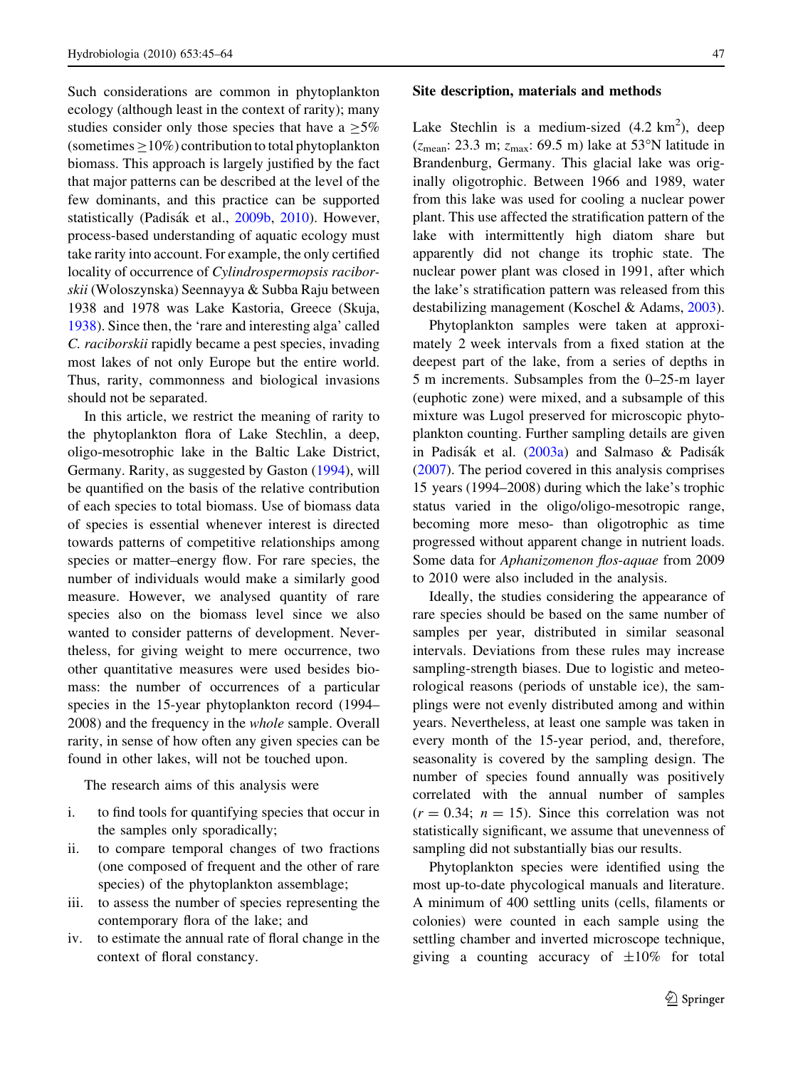Such considerations are common in phytoplankton ecology (although least in the context of rarity); many studies consider only those species that have a $\geq$5% (sometimes $\geq$10%) contribution to total phytoplankton biomass. This approach is largely justified by the fact that major patterns can be described at the level of the few dominants, and this practice can be supported statistically (Padisák et al., 2009b, 2010). However, process-based understanding of aquatic ecology must take rarity into account. For example, the only certified locality of occurrence of *Cylindrospermopsis raciborskii* (Woloszynska) Seennayya & Subba Raju between 1938 and 1978 was Lake Kastoria, Greece (Skuja, 1938). Since then, the 'rare and interesting alga' called *C. raciborskii* rapidly became a pest species, invading most lakes of not only Europe but the entire world. Thus, rarity, commonness and biological invasions should not be separated.

In this article, we restrict the meaning of rarity to the phytoplankton flora of Lake Stechlin, a deep, oligo-mesotrophic lake in the Baltic Lake District, Germany. Rarity, as suggested by Gaston (1994), will be quantified on the basis of the relative contribution of each species to total biomass. Use of biomass data of species is essential whenever interest is directed towards patterns of competitive relationships among species or matter–energy flow. For rare species, the number of individuals would make a similarly good measure. However, we analysed quantity of rare species also on the biomass level since we also wanted to consider patterns of development. Nevertheless, for giving weight to mere occurrence, two other quantitative measures were used besides biomass: the number of occurrences of a particular species in the 15-year phytoplankton record (1994–2008) and the frequency in the *whole* sample. Overall rarity, in sense of how often any given species can be found in other lakes, will not be touched upon.

The research aims of this analysis were

i. to find tools for quantifying species that occur in the samples only sporadically;
ii. to compare temporal changes of two fractions (one composed of frequent and the other of rare species) of the phytoplankton assemblage;
iii. to assess the number of species representing the contemporary flora of the lake; and
iv. to estimate the annual rate of floral change in the context of floral constancy.

## Site description, materials and methods

Lake Stechlin is a medium-sized (4.2 km$^2$), deep ($z_{\mathrm{mean}}$: 23.3 m; $z_{\mathrm{max}}$: 69.5 m) lake at 53°N latitude in Brandenburg, Germany. This glacial lake was originally oligotrophic. Between 1966 and 1989, water from this lake was used for cooling a nuclear power plant. This use affected the stratification pattern of the lake with intermittently high diatom share but apparently did not change its trophic state. The nuclear power plant was closed in 1991, after which the lake's stratification pattern was released from this destabilizing management (Koschel & Adams, 2003).

Phytoplankton samples were taken at approximately 2 week intervals from a fixed station at the deepest part of the lake, from a series of depths in 5 m increments. Subsamples from the 0–25-m layer (euphotic zone) were mixed, and a subsample of this mixture was Lugol preserved for microscopic phytoplankton counting. Further sampling details are given in Padisák et al. (2003a) and Salmaso & Padisák (2007). The period covered in this analysis comprises 15 years (1994–2008) during which the lake's trophic status varied in the oligo/oligo-mesotropic range, becoming more meso- than oligotrophic as time progressed without apparent change in nutrient loads. Some data for *Aphanizomenon flos-aquae* from 2009 to 2010 were also included in the analysis.

Ideally, the studies considering the appearance of rare species should be based on the same number of samples per year, distributed in similar seasonal intervals. Deviations from these rules may increase sampling-strength biases. Due to logistic and meteorological reasons (periods of unstable ice), the samplings were not evenly distributed among and within years. Nevertheless, at least one sample was taken in every month of the 15-year period, and, therefore, seasonality is covered by the sampling design. The number of species found annually was positively correlated with the annual number of samples ($r = 0.34$; $n = 15$). Since this correlation was not statistically significant, we assume that unevenness of sampling did not substantially bias our results.

Phytoplankton species were identified using the most up-to-date phycological manuals and literature. A minimum of 400 settling units (cells, filaments or colonies) were counted in each sample using the settling chamber and inverted microscope technique, giving a counting accuracy of $\pm$10% for total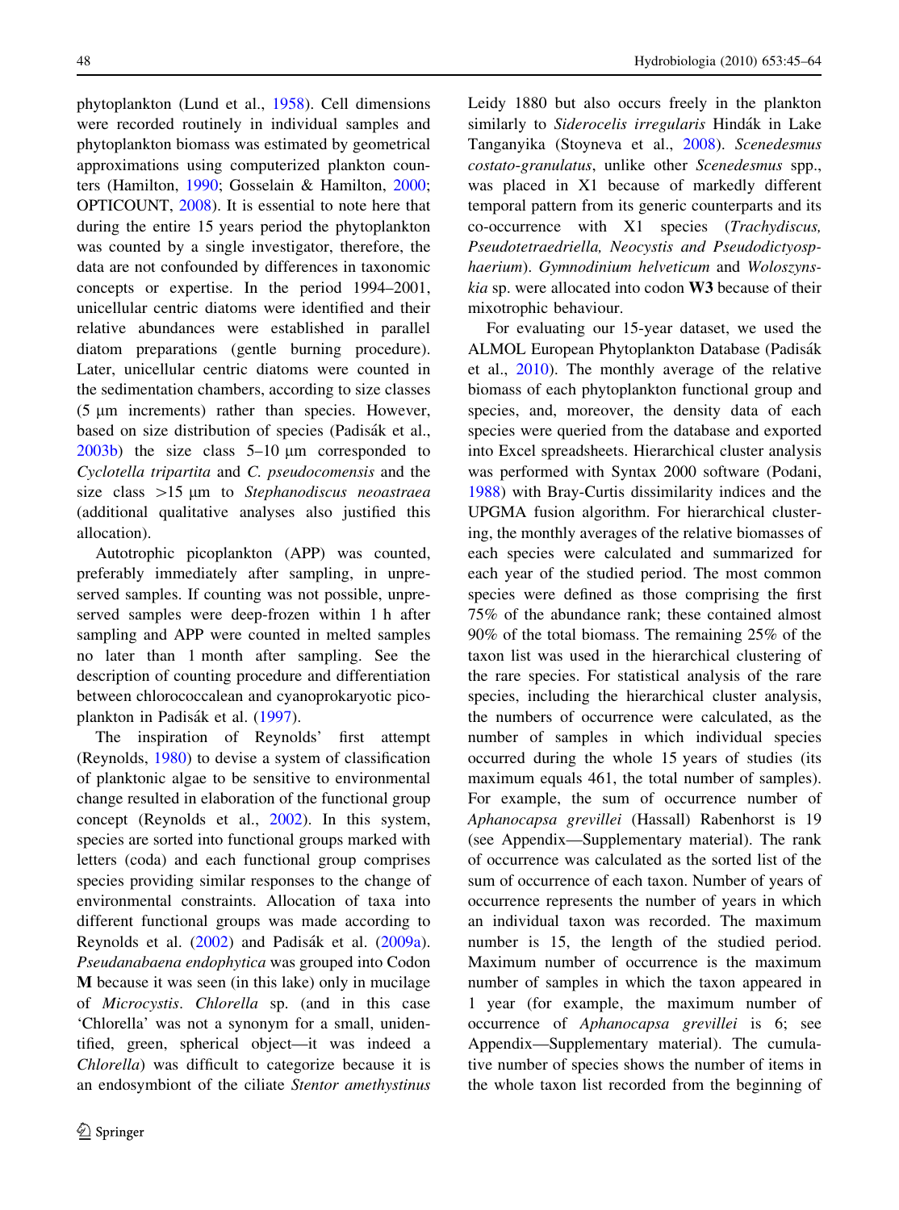phytoplankton (Lund et al., 1958). Cell dimensions were recorded routinely in individual samples and phytoplankton biomass was estimated by geometrical approximations using computerized plankton counters (Hamilton, 1990; Gosselain & Hamilton, 2000; OPTICOUNT, 2008). It is essential to note here that during the entire 15 years period the phytoplankton was counted by a single investigator, therefore, the data are not confounded by differences in taxonomic concepts or expertise. In the period 1994–2001, unicellular centric diatoms were identified and their relative abundances were established in parallel diatom preparations (gentle burning procedure). Later, unicellular centric diatoms were counted in the sedimentation chambers, according to size classes (5 μm increments) rather than species. However, based on size distribution of species (Padisák et al., 2003b) the size class 5–10 μm corresponded to *Cyclotella tripartita* and *C. pseudocomensis* and the size class >15 μm to *Stephanodiscus neoastraea* (additional qualitative analyses also justified this allocation).

Autotrophic picoplankton (APP) was counted, preferably immediately after sampling, in unpreserved samples. If counting was not possible, unpreserved samples were deep-frozen within 1 h after sampling and APP were counted in melted samples no later than 1 month after sampling. See the description of counting procedure and differentiation between chlorococcalean and cyanoprokaryotic picoplankton in Padisák et al. (1997).

The inspiration of Reynolds' first attempt (Reynolds, 1980) to devise a system of classification of planktonic algae to be sensitive to environmental change resulted in elaboration of the functional group concept (Reynolds et al., 2002). In this system, species are sorted into functional groups marked with letters (coda) and each functional group comprises species providing similar responses to the change of environmental constraints. Allocation of taxa into different functional groups was made according to Reynolds et al. (2002) and Padisák et al. (2009a). *Pseudanabaena endophytica* was grouped into Codon **M** because it was seen (in this lake) only in mucilage of *Microcystis*. *Chlorella* sp. (and in this case 'Chlorella' was not a synonym for a small, unidentified, green, spherical object—it was indeed a *Chlorella*) was difficult to categorize because it is an endosymbiont of the ciliate *Stentor amethystinus* Leidy 1880 but also occurs freely in the plankton similarly to *Siderocelis irregularis* Hindák in Lake Tanganyika (Stoyneva et al., 2008). *Scenedesmus costato-granulatus*, unlike other *Scenedesmus* spp., was placed in X1 because of markedly different temporal pattern from its generic counterparts and its co-occurrence with X1 species (*Trachydiscus, Pseudotetraedriella, Neocystis and Pseudodictyosphaerium*). *Gymnodinium helveticum* and *Woloszynskia* sp. were allocated into codon **W3** because of their mixotrophic behaviour.

For evaluating our 15-year dataset, we used the ALMOL European Phytoplankton Database (Padisák et al., 2010). The monthly average of the relative biomass of each phytoplankton functional group and species, and, moreover, the density data of each species were queried from the database and exported into Excel spreadsheets. Hierarchical cluster analysis was performed with Syntax 2000 software (Podani, 1988) with Bray-Curtis dissimilarity indices and the UPGMA fusion algorithm. For hierarchical clustering, the monthly averages of the relative biomasses of each species were calculated and summarized for each year of the studied period. The most common species were defined as those comprising the first 75% of the abundance rank; these contained almost 90% of the total biomass. The remaining 25% of the taxon list was used in the hierarchical clustering of the rare species. For statistical analysis of the rare species, including the hierarchical cluster analysis, the numbers of occurrence were calculated, as the number of samples in which individual species occurred during the whole 15 years of studies (its maximum equals 461, the total number of samples). For example, the sum of occurrence number of *Aphanocapsa grevillei* (Hassall) Rabenhorst is 19 (see Appendix—Supplementary material). The rank of occurrence was calculated as the sorted list of the sum of occurrence of each taxon. Number of years of occurrence represents the number of years in which an individual taxon was recorded. The maximum number is 15, the length of the studied period. Maximum number of occurrence is the maximum number of samples in which the taxon appeared in 1 year (for example, the maximum number of occurrence of *Aphanocapsa grevillei* is 6; see Appendix—Supplementary material). The cumulative number of species shows the number of items in the whole taxon list recorded from the beginning of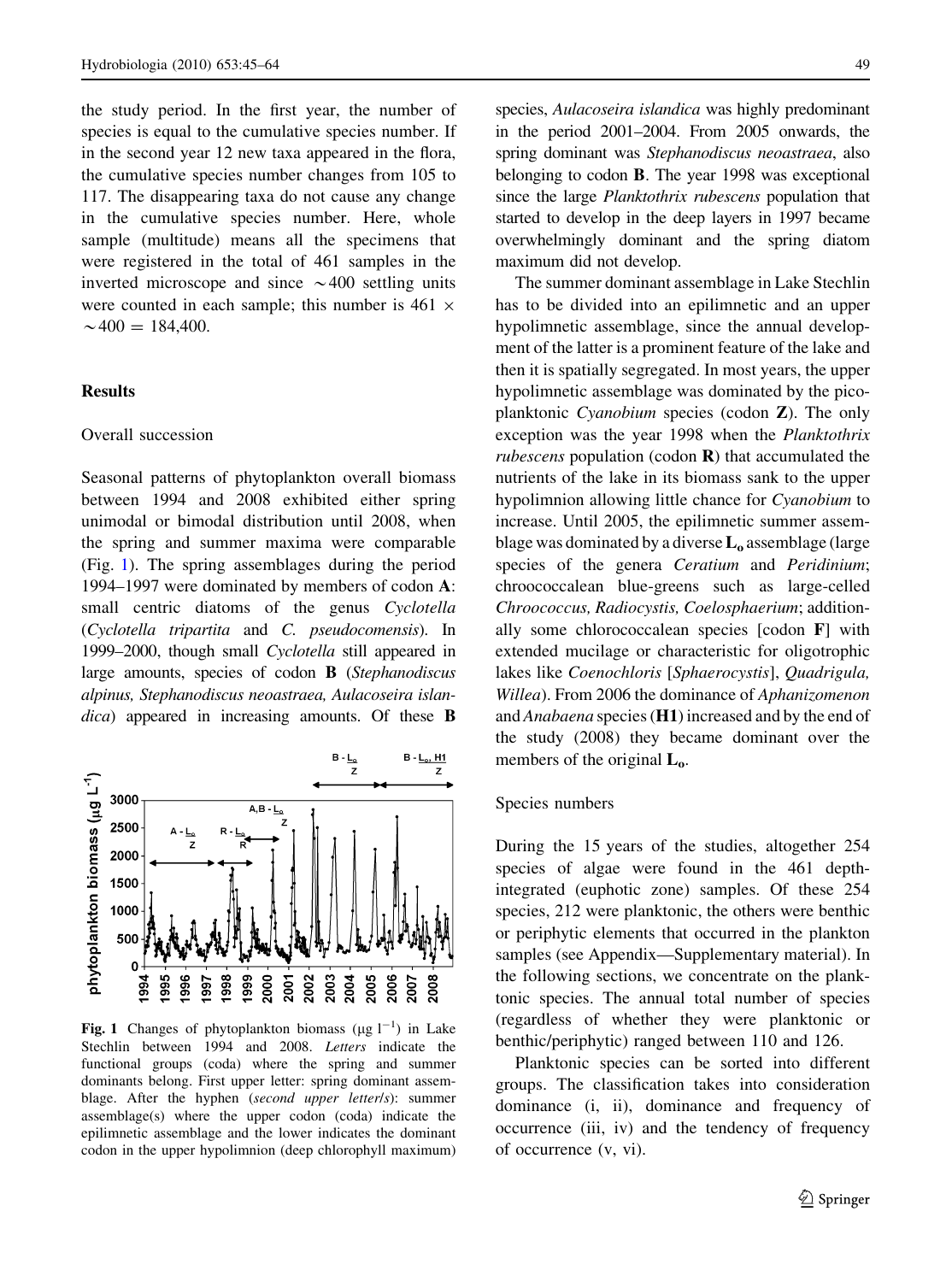the study period. In the first year, the number of species is equal to the cumulative species number. If in the second year 12 new taxa appeared in the flora, the cumulative species number changes from 105 to 117. The disappearing taxa do not cause any change in the cumulative species number. Here, whole sample (multitude) means all the specimens that were registered in the total of 461 samples in the inverted microscope and since ~400 settling units were counted in each sample; this number is $461 \times \sim 400 = 184{,}400$.

## Results

### Overall succession

Seasonal patterns of phytoplankton overall biomass between 1994 and 2008 exhibited either spring unimodal or bimodal distribution until 2008, when the spring and summer maxima were comparable (Fig. 1). The spring assemblages during the period 1994–1997 were dominated by members of codon **A**: small centric diatoms of the genus *Cyclotella* (*Cyclotella tripartita* and *C. pseudocomensis*). In 1999–2000, though small *Cyclotella* still appeared in large amounts, species of codon **B** (*Stephanodiscus alpinus, Stephanodiscus neoastraea, Aulacoseira islandica*) appeared in increasing amounts. Of these **B** species, *Aulacoseira islandica* was highly predominant in the period 2001–2004. From 2005 onwards, the spring dominant was *Stephanodiscus neoastraea*, also belonging to codon **B**. The year 1998 was exceptional since the large *Planktothrix rubescens* population that started to develop in the deep layers in 1997 became overwhelmingly dominant and the spring diatom maximum did not develop.

**Fig. 1** Changes of phytoplankton biomass ($\mu g\ l^{-1}$) in Lake Stechlin between 1994 and 2008. *Letters* indicate the functional groups (coda) where the spring and summer dominants belong. First upper letter: spring dominant assemblage. After the hyphen (*second upper letter/s*): summer assemblage(s) where the upper codon (coda) indicate the epilimnetic assemblage and the lower indicates the dominant codon in the upper hypolimnion (deep chlorophyll maximum)

The summer dominant assemblage in Lake Stechlin has to be divided into an epilimnetic and an upper hypolimnetic assemblage, since the annual development of the latter is a prominent feature of the lake and then it is spatially segregated. In most years, the upper hypolimnetic assemblage was dominated by the picoplanktonic *Cyanobium* species (codon **Z**). The only exception was the year 1998 when the *Planktothrix rubescens* population (codon **R**) that accumulated the nutrients of the lake in its biomass sank to the upper hypolimnion allowing little chance for *Cyanobium* to increase. Until 2005, the epilimnetic summer assemblage was dominated by a diverse $\mathbf{L_o}$ assemblage (large species of the genera *Ceratium* and *Peridinium*; chroococcalean blue-greens such as large-celled *Chroococcus, Radiocystis, Coelosphaerium*; additionally some chlorococcalean species [codon **F**] with extended mucilage or characteristic for oligotrophic lakes like *Coenochloris* [*Sphaerocystis*], *Quadrigula, Willea*). From 2006 the dominance of *Aphanizomenon* and *Anabaena* species (**H1**) increased and by the end of the study (2008) they became dominant over the members of the original $\mathbf{L_o}$.

### Species numbers

During the 15 years of the studies, altogether 254 species of algae were found in the 461 depth-integrated (euphotic zone) samples. Of these 254 species, 212 were planktonic, the others were benthic or periphytic elements that occurred in the plankton samples (see Appendix—Supplementary material). In the following sections, we concentrate on the planktonic species. The annual total number of species (regardless of whether they were planktonic or benthic/periphytic) ranged between 110 and 126.

Planktonic species can be sorted into different groups. The classification takes into consideration dominance (i, ii), dominance and frequency of occurrence (iii, iv) and the tendency of frequency of occurrence (v, vi).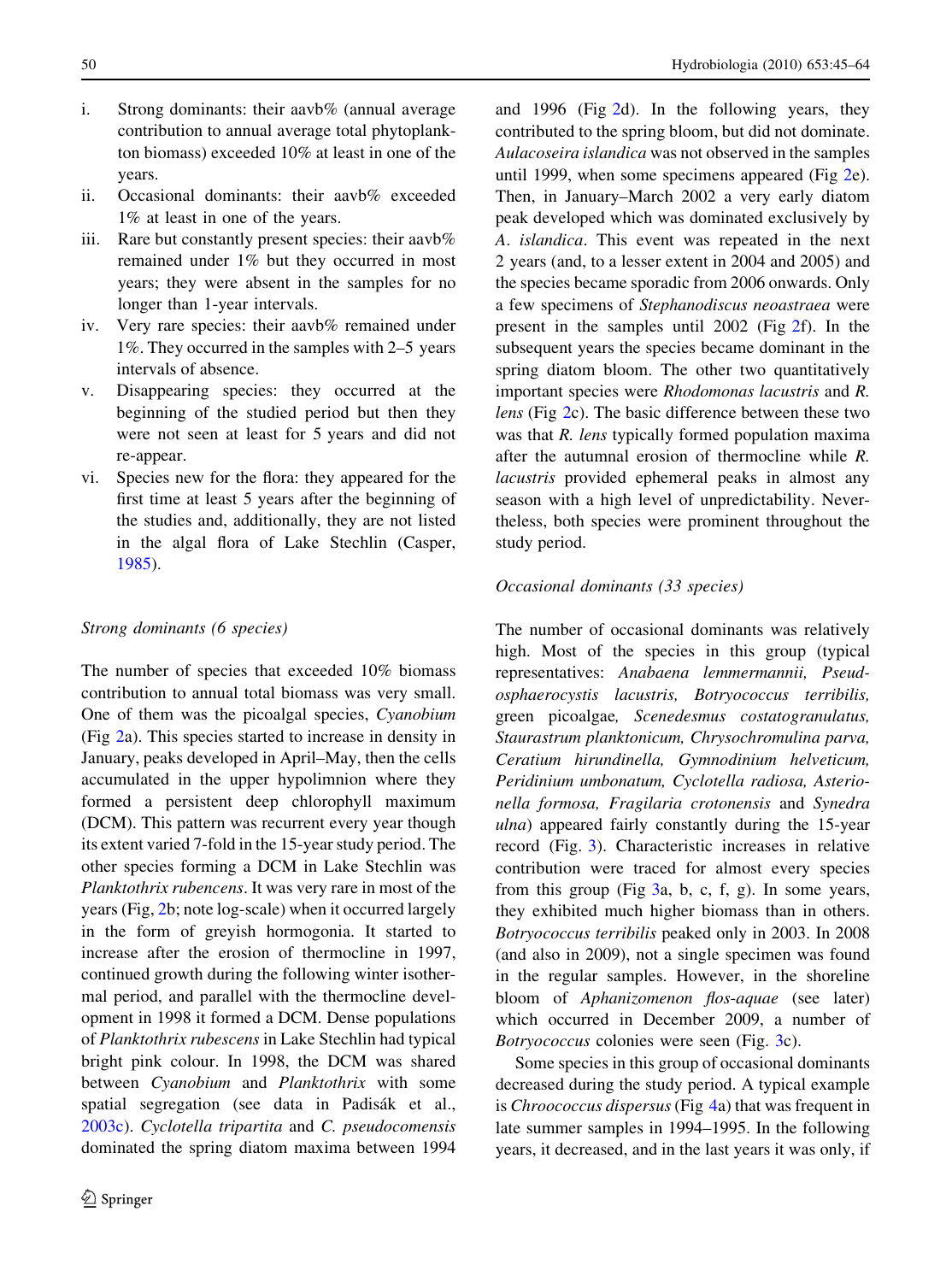i. Strong dominants: their aavb% (annual average contribution to annual average total phytoplankton biomass) exceeded 10% at least in one of the years.
ii. Occasional dominants: their aavb% exceeded 1% at least in one of the years.
iii. Rare but constantly present species: their aavb% remained under 1% but they occurred in most years; they were absent in the samples for no longer than 1-year intervals.
iv. Very rare species: their aavb% remained under 1%. They occurred in the samples with 2–5 years intervals of absence.
v. Disappearing species: they occurred at the beginning of the studied period but then they were not seen at least for 5 years and did not re-appear.
vi. Species new for the flora: they appeared for the first time at least 5 years after the beginning of the studies and, additionally, they are not listed in the algal flora of Lake Stechlin (Casper, 1985).

*Strong dominants (6 species)*

The number of species that exceeded 10% biomass contribution to annual total biomass was very small. One of them was the picoalgal species, *Cyanobium* (Fig 2a). This species started to increase in density in January, peaks developed in April–May, then the cells accumulated in the upper hypolimnion where they formed a persistent deep chlorophyll maximum (DCM). This pattern was recurrent every year though its extent varied 7-fold in the 15-year study period. The other species forming a DCM in Lake Stechlin was *Planktothrix rubencens*. It was very rare in most of the years (Fig, 2b; note log-scale) when it occurred largely in the form of greyish hormogonia. It started to increase after the erosion of thermocline in 1997, continued growth during the following winter isothermal period, and parallel with the thermocline development in 1998 it formed a DCM. Dense populations of *Planktothrix rubescens* in Lake Stechlin had typical bright pink colour. In 1998, the DCM was shared between *Cyanobium* and *Planktothrix* with some spatial segregation (see data in Padisák et al., 2003c). *Cyclotella tripartita* and *C. pseudocomensis* dominated the spring diatom maxima between 1994 and 1996 (Fig 2d). In the following years, they contributed to the spring bloom, but did not dominate. *Aulacoseira islandica* was not observed in the samples until 1999, when some specimens appeared (Fig 2e). Then, in January–March 2002 a very early diatom peak developed which was dominated exclusively by *A. islandica*. This event was repeated in the next 2 years (and, to a lesser extent in 2004 and 2005) and the species became sporadic from 2006 onwards. Only a few specimens of *Stephanodiscus neoastraea* were present in the samples until 2002 (Fig 2f). In the subsequent years the species became dominant in the spring diatom bloom. The other two quantitatively important species were *Rhodomonas lacustris* and *R. lens* (Fig 2c). The basic difference between these two was that *R. lens* typically formed population maxima after the autumnal erosion of thermocline while *R. lacustris* provided ephemeral peaks in almost any season with a high level of unpredictability. Nevertheless, both species were prominent throughout the study period.

*Occasional dominants (33 species)*

The number of occasional dominants was relatively high. Most of the species in this group (typical representatives: *Anabaena lemmermannii, Pseudosphaerocystis lacustris, Botryococcus terribilis,* green picoalgae*, Scenedesmus costatogranulatus, Staurastrum planktonicum, Chrysochromulina parva, Ceratium hirundinella, Gymnodinium helveticum, Peridinium umbonatum, Cyclotella radiosa, Asterionella formosa, Fragilaria crotonensis* and *Synedra ulna*) appeared fairly constantly during the 15-year record (Fig. 3). Characteristic increases in relative contribution were traced for almost every species from this group (Fig 3a, b, c, f, g). In some years, they exhibited much higher biomass than in others. *Botryococcus terribilis* peaked only in 2003. In 2008 (and also in 2009), not a single specimen was found in the regular samples. However, in the shoreline bloom of *Aphanizomenon flos-aquae* (see later) which occurred in December 2009, a number of *Botryococcus* colonies were seen (Fig. 3c).

Some species in this group of occasional dominants decreased during the study period. A typical example is *Chroococcus dispersus* (Fig 4a) that was frequent in late summer samples in 1994–1995. In the following years, it decreased, and in the last years it was only, if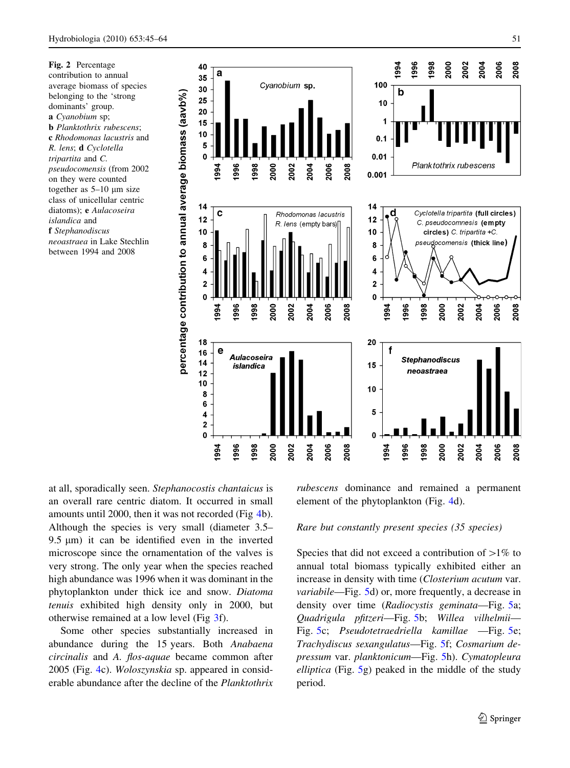**Fig. 2** Percentage contribution to annual average biomass of species belonging to the 'strong dominants' group. **a** *Cyanobium* sp; **b** *Planktothrix rubescens*; **c** *Rhodomonas lacustris* and *R. lens*; **d** *Cyclotella tripartita* and *C. pseudocomensis* (from 2002 on they were counted together as 5–10 µm size class of unicellular centric diatoms); **e** *Aulacoseira islandica* and **f** *Stephanodiscus neoastraea* in Lake Stechlin between 1994 and 2008

at all, sporadically seen. *Stephanocostis chantaicus* is an overall rare centric diatom. It occurred in small amounts until 2000, then it was not recorded (Fig 4b). Although the species is very small (diameter 3.5–9.5 µm) it can be identified even in the inverted microscope since the ornamentation of the valves is very strong. The only year when the species reached high abundance was 1996 when it was dominant in the phytoplankton under thick ice and snow. *Diatoma tenuis* exhibited high density only in 2000, but otherwise remained at a low level (Fig 3f).

Some other species substantially increased in abundance during the 15 years. Both *Anabaena circinalis* and *A. flos-aquae* became common after 2005 (Fig. 4c). *Woloszynskia* sp. appeared in considerable abundance after the decline of the *Planktothrix rubescens* dominance and remained a permanent element of the phytoplankton (Fig. 4d).

*Rare but constantly present species (35 species)*

Species that did not exceed a contribution of >1% to annual total biomass typically exhibited either an increase in density with time (*Closterium acutum* var. *variabile*—Fig. 5d) or, more frequently, a decrease in density over time (*Radiocystis geminata*—Fig. 5a; *Quadrigula pfitzeri*—Fig. 5b; *Willea vilhelmii*—Fig. 5c; *Pseudotetraedriella kamillae* —Fig. 5e; *Trachydiscus sexangulatus*—Fig. 5f; *Cosmarium depressum* var. *planktonicum*—Fig. 5h). *Cymatopleura elliptica* (Fig. 5g) peaked in the middle of the study period.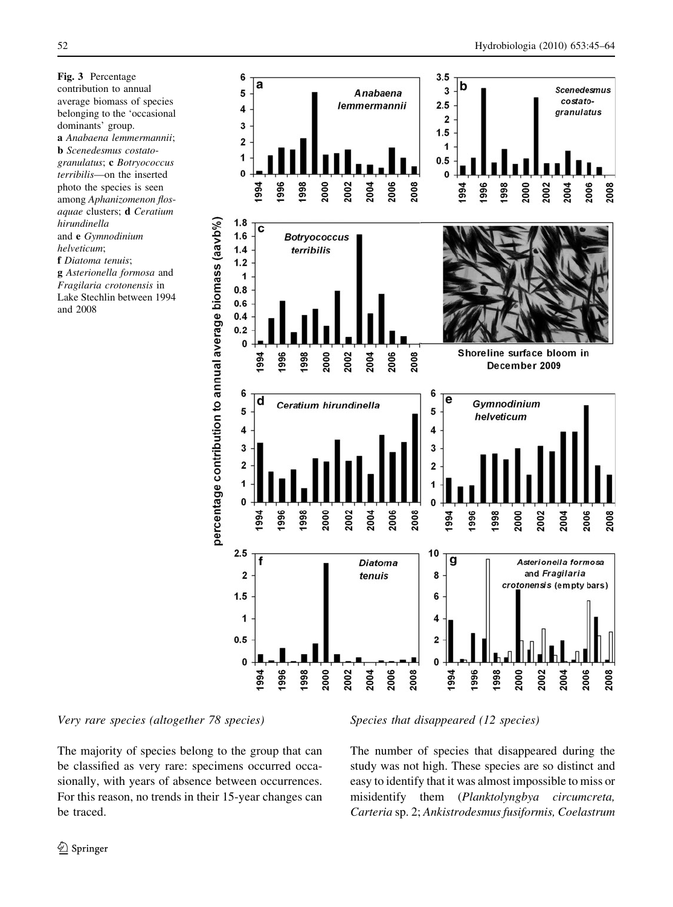**Fig. 3** Percentage contribution to annual average biomass of species belonging to the 'occasional dominants' group. **a** *Anabaena lemmermannii*; **b** *Scenedesmus costato-granulatus*; **c** *Botryococcus terribilis*—on the inserted photo the species is seen among *Aphanizomenon flos-aquae* clusters; **d** *Ceratium hirundinella* and **e** *Gymnodinium helveticum*; **f** *Diatoma tenuis*; **g** *Asterionella formosa* and *Fragilaria crotonensis* in Lake Stechlin between 1994 and 2008

*Very rare species (altogether 78 species)*

The majority of species belong to the group that can be classified as very rare: specimens occurred occasionally, with years of absence between occurrences. For this reason, no trends in their 15-year changes can be traced.

*Species that disappeared (12 species)*

The number of species that disappeared during the study was not high. These species are so distinct and easy to identify that it was almost impossible to miss or misidentify them (*Planktolyngbya circumcreta, Carteria* sp. 2; *Ankistrodesmus fusiformis, Coelastrum*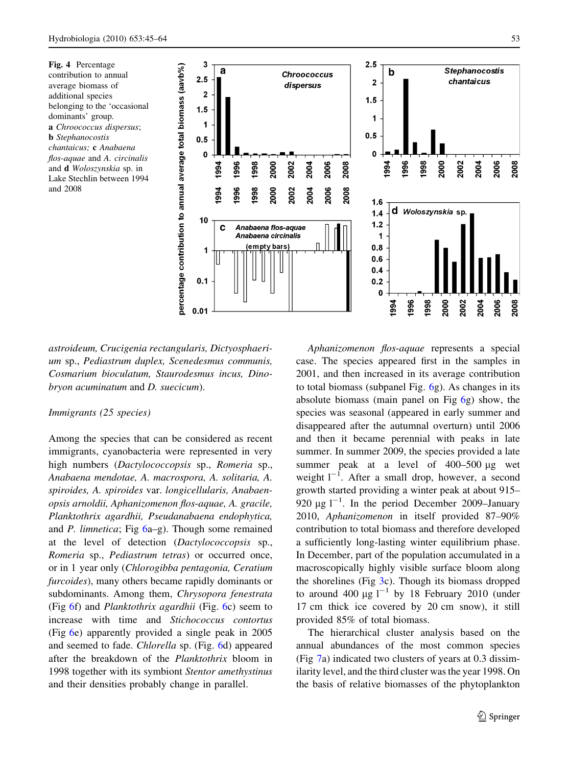**Fig. 4** Percentage contribution to annual average biomass of additional species belonging to the 'occasional dominants' group. **a** *Chroococcus dispersus*; **b** *Stephanocostis chantaicus;* **c** *Anabaena flos-aquae* and *A. circinalis* and **d** *Woloszynskia* sp. in Lake Stechlin between 1994 and 2008

*astroideum, Crucigenia rectangularis, Dictyosphaerium* sp., *Pediastrum duplex, Scenedesmus communis, Cosmarium bioculatum, Staurodesmus incus, Dinobryon acuminatum* and *D. suecicum*).

*Immigrants (25 species)*

Among the species that can be considered as recent immigrants, cyanobacteria were represented in very high numbers (*Dactylococcopsis* sp., *Romeria* sp., *Anabaena mendotae, A. macrospora, A. solitaria, A. spiroides, A. spiroides* var. *longicellularis, Anabaenopsis arnoldii, Aphanizomenon flos-aquae, A. gracile, Planktothrix agardhii, Pseudanabaena endophytica,* and *P. limnetica*; Fig 6a–g). Though some remained at the level of detection (*Dactylococcopsis* sp., *Romeria* sp., *Pediastrum tetras*) or occurred once, or in 1 year only (*Chlorogibba pentagonia, Ceratium furcoides*), many others became rapidly dominants or subdominants. Among them, *Chrysopora fenestrata* (Fig 6f) and *Planktothrix agardhii* (Fig. 6c) seem to increase with time and *Stichococcus contortus* (Fig 6e) apparently provided a single peak in 2005 and seemed to fade. *Chlorella* sp. (Fig. 6d) appeared after the breakdown of the *Planktothrix* bloom in 1998 together with its symbiont *Stentor amethystinus* and their densities probably change in parallel.

*Aphanizomenon flos-aquae* represents a special case. The species appeared first in the samples in 2001, and then increased in its average contribution to total biomass (subpanel Fig. 6g). As changes in its absolute biomass (main panel on Fig 6g) show, the species was seasonal (appeared in early summer and disappeared after the autumnal overturn) until 2006 and then it became perennial with peaks in late summer. In summer 2009, the species provided a late summer peak at a level of 400–500 μg wet weight $l^{-1}$. After a small drop, however, a second growth started providing a winter peak at about 915–920 μg $l^{-1}$. In the period December 2009–January 2010, *Aphanizomenon* in itself provided 87–90% contribution to total biomass and therefore developed a sufficiently long-lasting winter equilibrium phase. In December, part of the population accumulated in a macroscopically highly visible surface bloom along the shorelines (Fig 3c). Though its biomass dropped to around 400 μg $l^{-1}$ by 18 February 2010 (under 17 cm thick ice covered by 20 cm snow), it still provided 85% of total biomass.

The hierarchical cluster analysis based on the annual abundances of the most common species (Fig 7a) indicated two clusters of years at 0.3 dissimilarity level, and the third cluster was the year 1998. On the basis of relative biomasses of the phytoplankton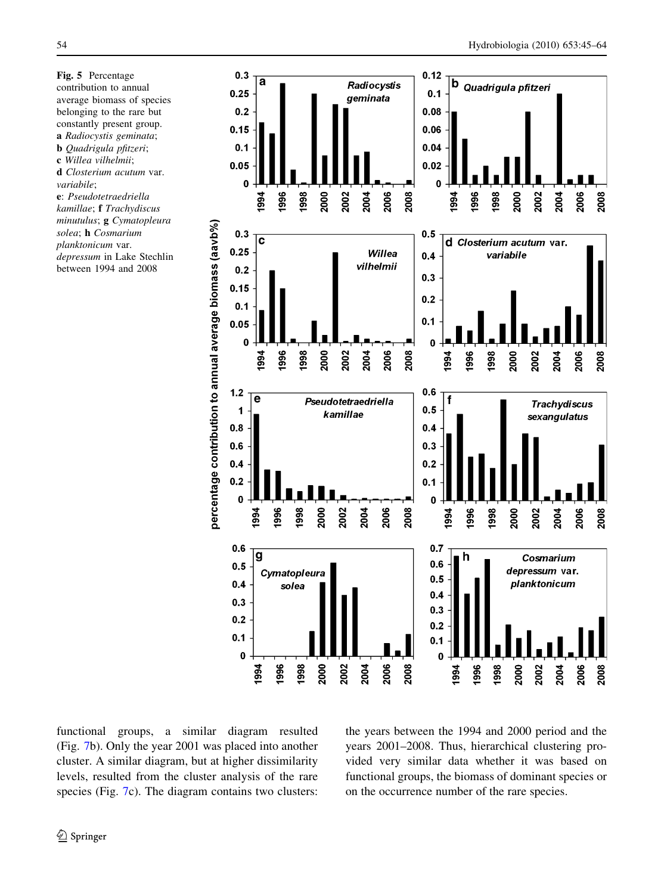**Fig. 5** Percentage contribution to annual average biomass of species belonging to the rare but constantly present group. **a** *Radiocystis geminata*; **b** *Quadrigula pfitzeri*; **c** *Willea vilhelmii*; **d** *Closterium acutum* var. *variabile*; **e**: *Pseudotetraedriella kamillae*; **f** *Trachydiscus minutulus*; **g** *Cymatopleura solea*; **h** *Cosmarium planktonicum* var. *depressum* in Lake Stechlin between 1994 and 2008

functional groups, a similar diagram resulted (Fig. 7b). Only the year 2001 was placed into another cluster. A similar diagram, but at higher dissimilarity levels, resulted from the cluster analysis of the rare species (Fig. 7c). The diagram contains two clusters: the years between the 1994 and 2000 period and the years 2001–2008. Thus, hierarchical clustering provided very similar data whether it was based on functional groups, the biomass of dominant species or on the occurrence number of the rare species.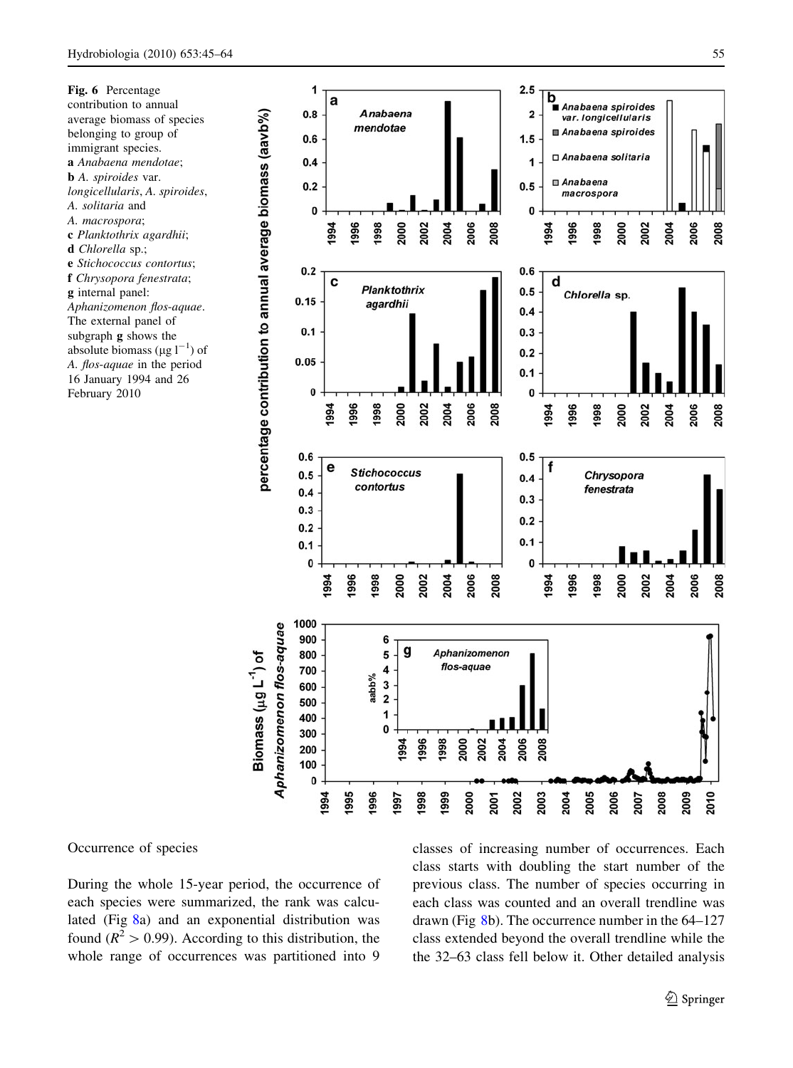**Fig. 6** Percentage contribution to annual average biomass of species belonging to group of immigrant species. **a** *Anabaena mendotae*; **b** *A. spiroides* var. *longicellularis*, *A. spiroides*, *A. solitaria* and *A. macrospora*; **c** *Planktothrix agardhii*; **d** *Chlorella* sp.; **e** *Stichococcus contortus*; **f** *Chrysopora fenestrata*; **g** internal panel: *Aphanizomenon flos-aquae*. The external panel of subgraph **g** shows the absolute biomass (μg $l^{-1}$) of *A. flos-aquae* in the period 16 January 1994 and 26 February 2010

### Occurrence of species

During the whole 15-year period, the occurrence of each species were summarized, the rank was calculated (Fig 8a) and an exponential distribution was found ($R^2 > 0.99$). According to this distribution, the whole range of occurrences was partitioned into 9 classes of increasing number of occurrences. Each class starts with doubling the start number of the previous class. The number of species occurring in each class was counted and an overall trendline was drawn (Fig 8b). The occurrence number in the 64–127 class extended beyond the overall trendline while the the 32–63 class fell below it. Other detailed analysis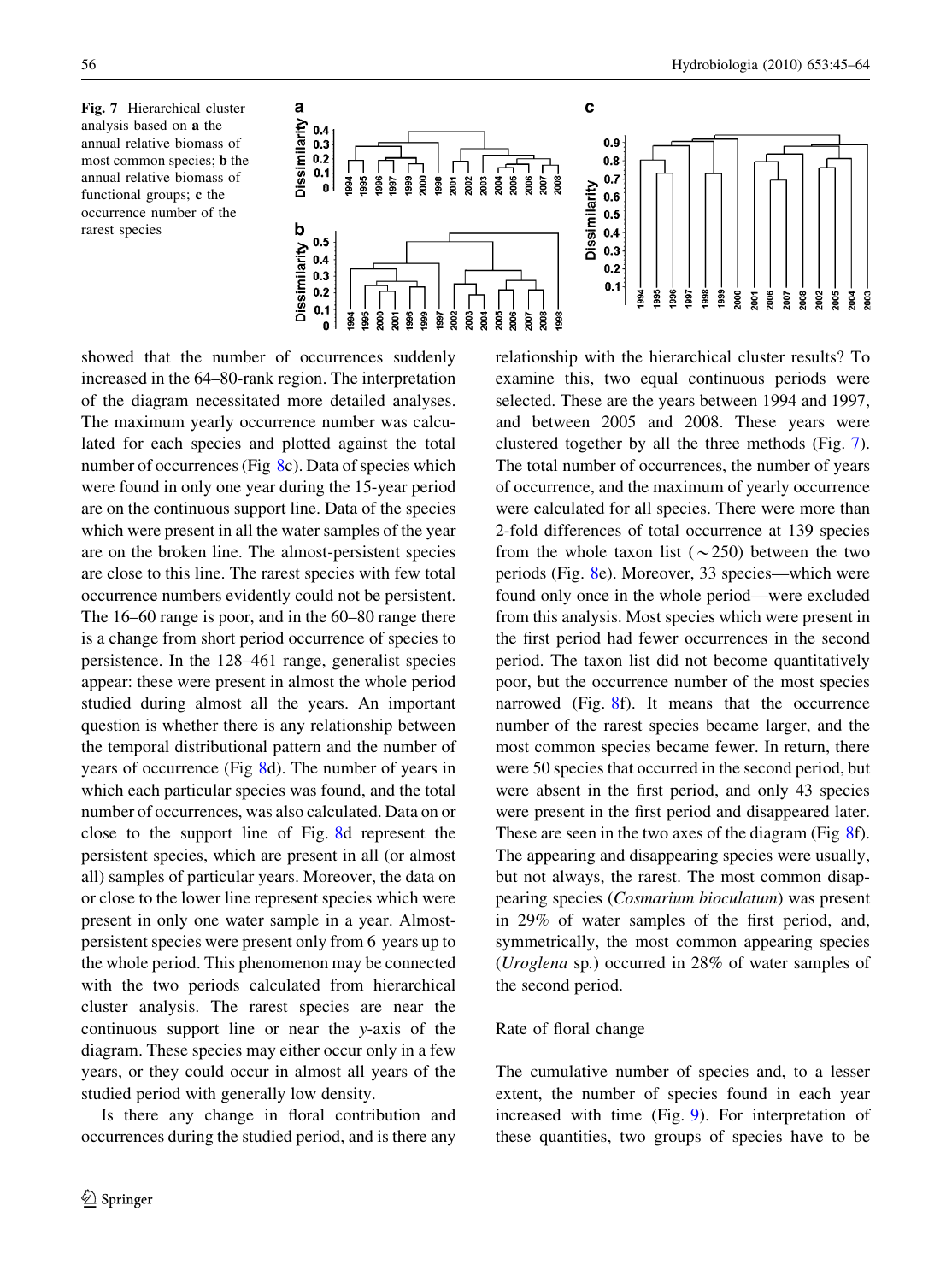Fig. 7 Hierarchical cluster analysis based on **a** the annual relative biomass of most common species; **b** the annual relative biomass of functional groups; **c** the occurrence number of the rarest species

showed that the number of occurrences suddenly increased in the 64–80-rank region. The interpretation of the diagram necessitated more detailed analyses. The maximum yearly occurrence number was calculated for each species and plotted against the total number of occurrences (Fig 8c). Data of species which were found in only one year during the 15-year period are on the continuous support line. Data of the species which were present in all the water samples of the year are on the broken line. The almost-persistent species are close to this line. The rarest species with few total occurrence numbers evidently could not be persistent. The 16–60 range is poor, and in the 60–80 range there is a change from short period occurrence of species to persistence. In the 128–461 range, generalist species appear: these were present in almost the whole period studied during almost all the years. An important question is whether there is any relationship between the temporal distributional pattern and the number of years of occurrence (Fig 8d). The number of years in which each particular species was found, and the total number of occurrences, was also calculated. Data on or close to the support line of Fig. 8d represent the persistent species, which are present in all (or almost all) samples of particular years. Moreover, the data on or close to the lower line represent species which were present in only one water sample in a year. Almost-persistent species were present only from 6 years up to the whole period. This phenomenon may be connected with the two periods calculated from hierarchical cluster analysis. The rarest species are near the continuous support line or near the *y*-axis of the diagram. These species may either occur only in a few years, or they could occur in almost all years of the studied period with generally low density.

Is there any change in floral contribution and occurrences during the studied period, and is there any relationship with the hierarchical cluster results? To examine this, two equal continuous periods were selected. These are the years between 1994 and 1997, and between 2005 and 2008. These years were clustered together by all the three methods (Fig. 7). The total number of occurrences, the number of years of occurrence, and the maximum of yearly occurrence were calculated for all species. There were more than 2-fold differences of total occurrence at 139 species from the whole taxon list ($\sim$250) between the two periods (Fig. 8e). Moreover, 33 species—which were found only once in the whole period—were excluded from this analysis. Most species which were present in the first period had fewer occurrences in the second period. The taxon list did not become quantitatively poor, but the occurrence number of the most species narrowed (Fig. 8f). It means that the occurrence number of the rarest species became larger, and the most common species became fewer. In return, there were 50 species that occurred in the second period, but were absent in the first period, and only 43 species were present in the first period and disappeared later. These are seen in the two axes of the diagram (Fig 8f). The appearing and disappearing species were usually, but not always, the rarest. The most common disappearing species (*Cosmarium bioculatum*) was present in 29% of water samples of the first period, and, symmetrically, the most common appearing species (*Uroglena* sp.) occurred in 28% of water samples of the second period.

## Rate of floral change

The cumulative number of species and, to a lesser extent, the number of species found in each year increased with time (Fig. 9). For interpretation of these quantities, two groups of species have to be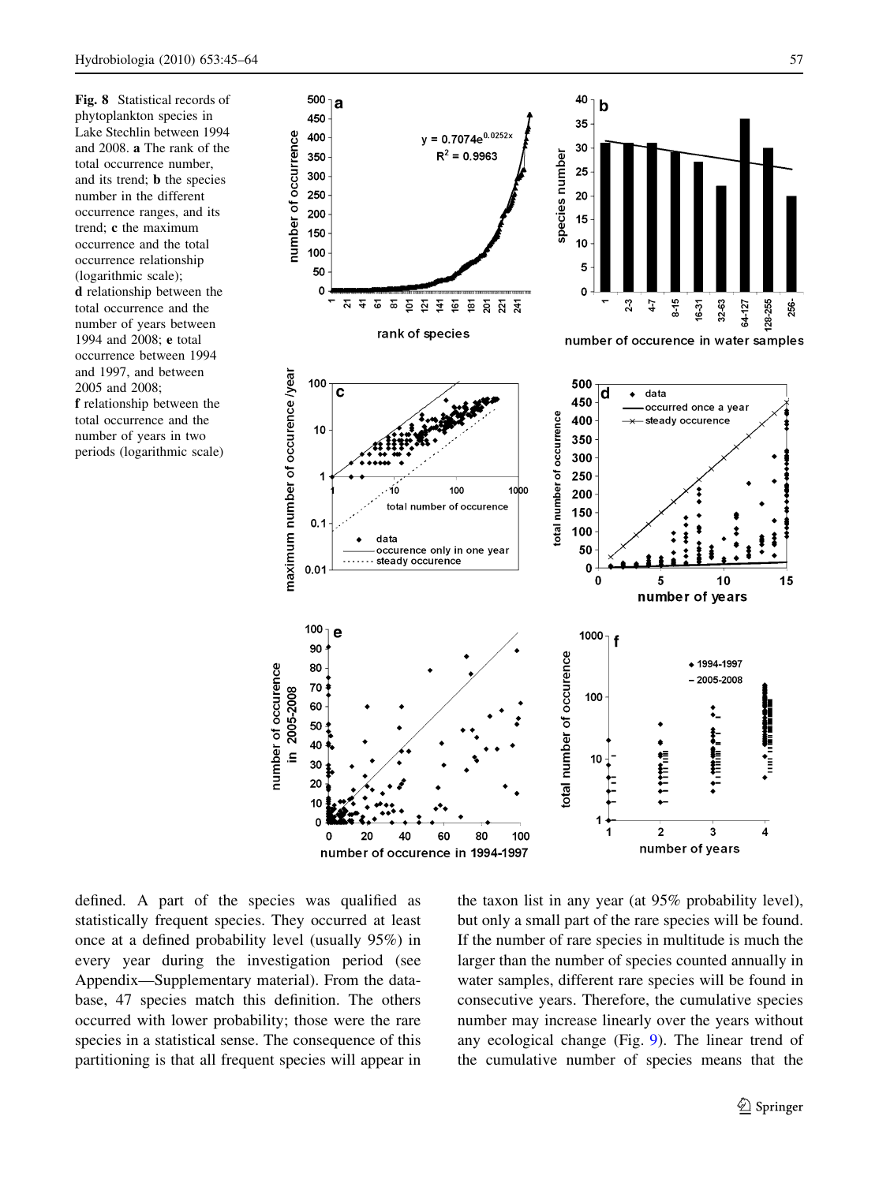**Fig. 8** Statistical records of phytoplankton species in Lake Stechlin between 1994 and 2008. **a** The rank of the total occurrence number, and its trend; **b** the species number in the different occurrence ranges, and its trend; **c** the maximum occurrence and the total occurrence relationship (logarithmic scale); **d** relationship between the total occurrence and the number of years between 1994 and 2008; **e** total occurrence between 1994 and 1997, and between 2005 and 2008; **f** relationship between the total occurrence and the number of years in two periods (logarithmic scale)

defined. A part of the species was qualified as statistically frequent species. They occurred at least once at a defined probability level (usually 95%) in every year during the investigation period (see Appendix—Supplementary material). From the database, 47 species match this definition. The others occurred with lower probability; those were the rare species in a statistical sense. The consequence of this partitioning is that all frequent species will appear in the taxon list in any year (at 95% probability level), but only a small part of the rare species will be found. If the number of rare species in multitude is much the larger than the number of species counted annually in water samples, different rare species will be found in consecutive years. Therefore, the cumulative species number may increase linearly over the years without any ecological change (Fig. 9). The linear trend of the cumulative number of species means that the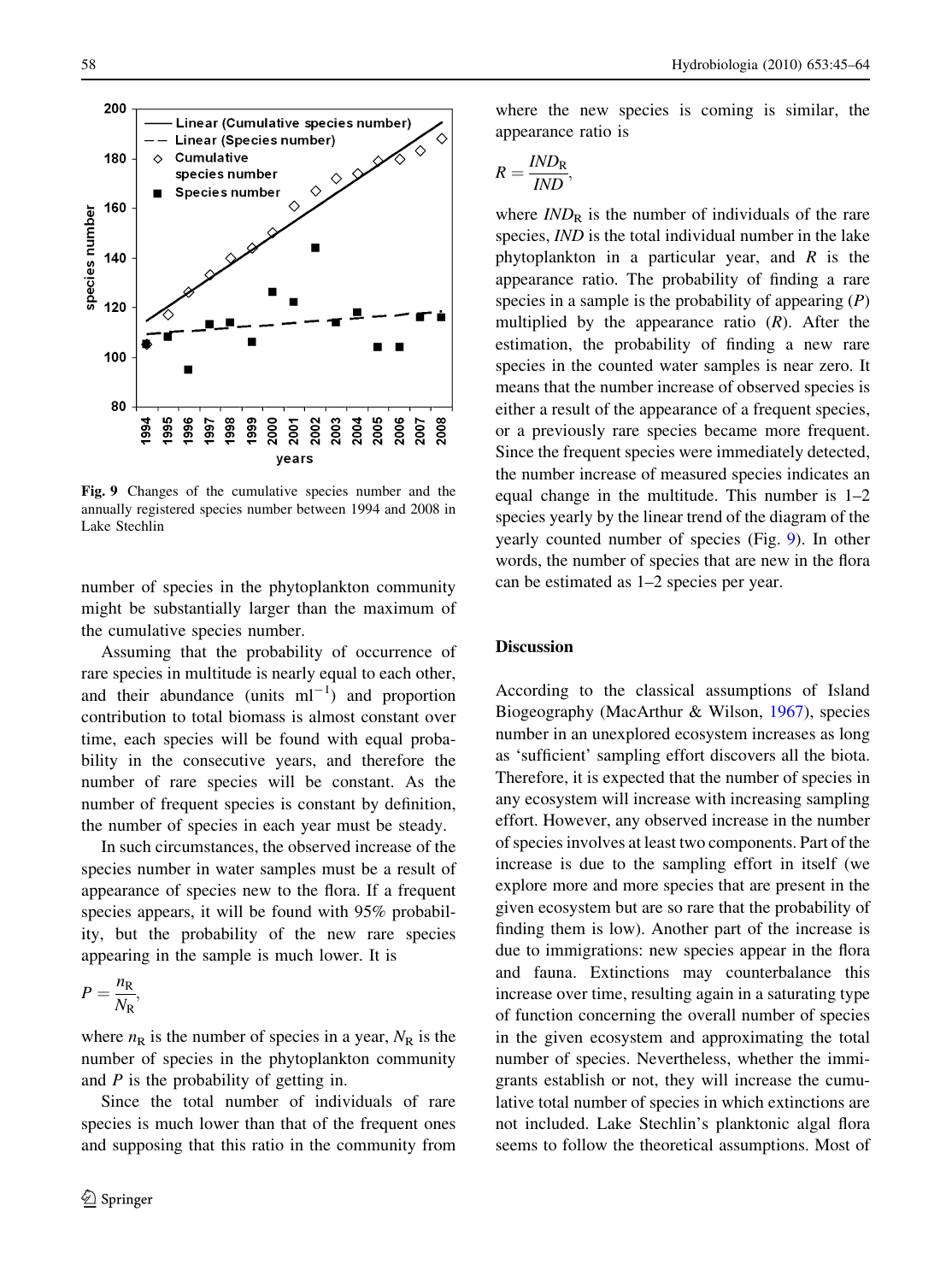200
180
160
140
120
100
80

species number

Linear (Cumulative species number)
Linear (Species number)
Cumulative species number
Species number

1994 1995 1996 1997 1998 1999 2000 2001 2002 2003 2004 2005 2006 2007 2008

years

**Fig. 9** Changes of the cumulative species number and the annually registered species number between 1994 and 2008 in Lake Stechlin

number of species in the phytoplankton community might be substantially larger than the maximum of the cumulative species number.

Assuming that the probability of occurrence of rare species in multitude is nearly equal to each other, and their abundance (units $ml^{-1}$) and proportion contribution to total biomass is almost constant over time, each species will be found with equal probability in the consecutive years, and therefore the number of rare species will be constant. As the number of frequent species is constant by definition, the number of species in each year must be steady.

In such circumstances, the observed increase of the species number in water samples must be a result of appearance of species new to the flora. If a frequent species appears, it will be found with 95% probability, but the probability of the new rare species appearing in the sample is much lower. It is

$$P = \frac{n_R}{N_R},$$

where $n_R$ is the number of species in a year, $N_R$ is the number of species in the phytoplankton community and $P$ is the probability of getting in.

Since the total number of individuals of rare species is much lower than that of the frequent ones and supposing that this ratio in the community from where the new species is coming is similar, the appearance ratio is

$$R = \frac{IND_R}{IND},$$

where $IND_R$ is the number of individuals of the rare species, $IND$ is the total individual number in the lake phytoplankton in a particular year, and $R$ is the appearance ratio. The probability of finding a rare species in a sample is the probability of appearing ($P$) multiplied by the appearance ratio ($R$). After the estimation, the probability of finding a new rare species in the counted water samples is near zero. It means that the number increase of observed species is either a result of the appearance of a frequent species, or a previously rare species became more frequent. Since the frequent species were immediately detected, the number increase of measured species indicates an equal change in the multitude. This number is 1–2 species yearly by the linear trend of the diagram of the yearly counted number of species (Fig. 9). In other words, the number of species that are new in the flora can be estimated as 1–2 species per year.

## Discussion

According to the classical assumptions of Island Biogeography (MacArthur & Wilson, 1967), species number in an unexplored ecosystem increases as long as 'sufficient' sampling effort discovers all the biota. Therefore, it is expected that the number of species in any ecosystem will increase with increasing sampling effort. However, any observed increase in the number of species involves at least two components. Part of the increase is due to the sampling effort in itself (we explore more and more species that are present in the given ecosystem but are so rare that the probability of finding them is low). Another part of the increase is due to immigrations: new species appear in the flora and fauna. Extinctions may counterbalance this increase over time, resulting again in a saturating type of function concerning the overall number of species in the given ecosystem and approximating the total number of species. Nevertheless, whether the immigrants establish or not, they will increase the cumulative total number of species in which extinctions are not included. Lake Stechlin's planktonic algal flora seems to follow the theoretical assumptions. Most of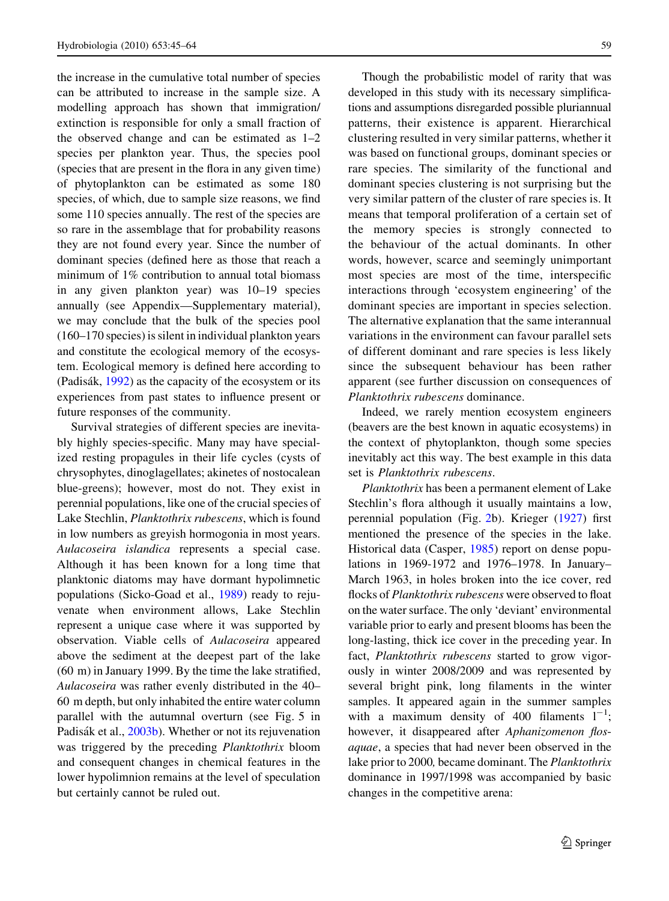the increase in the cumulative total number of species can be attributed to increase in the sample size. A modelling approach has shown that immigration/extinction is responsible for only a small fraction of the observed change and can be estimated as 1–2 species per plankton year. Thus, the species pool (species that are present in the flora in any given time) of phytoplankton can be estimated as some 180 species, of which, due to sample size reasons, we find some 110 species annually. The rest of the species are so rare in the assemblage that for probability reasons they are not found every year. Since the number of dominant species (defined here as those that reach a minimum of 1% contribution to annual total biomass in any given plankton year) was 10–19 species annually (see Appendix—Supplementary material), we may conclude that the bulk of the species pool (160–170 species) is silent in individual plankton years and constitute the ecological memory of the ecosystem. Ecological memory is defined here according to (Padisák, 1992) as the capacity of the ecosystem or its experiences from past states to influence present or future responses of the community.

Survival strategies of different species are inevitably highly species-specific. Many may have specialized resting propagules in their life cycles (cysts of chrysophytes, dinoglagellates; akinetes of nostocalean blue-greens); however, most do not. They exist in perennial populations, like one of the crucial species of Lake Stechlin, *Planktothrix rubescens*, which is found in low numbers as greyish hormogonia in most years. *Aulacoseira islandica* represents a special case. Although it has been known for a long time that planktonic diatoms may have dormant hypolimnetic populations (Sicko-Goad et al., 1989) ready to rejuvenate when environment allows, Lake Stechlin represent a unique case where it was supported by observation. Viable cells of *Aulacoseira* appeared above the sediment at the deepest part of the lake (60 m) in January 1999. By the time the lake stratified, *Aulacoseira* was rather evenly distributed in the 40–60 m depth, but only inhabited the entire water column parallel with the autumnal overturn (see Fig. 5 in Padisák et al., 2003b). Whether or not its rejuvenation was triggered by the preceding *Planktothrix* bloom and consequent changes in chemical features in the lower hypolimnion remains at the level of speculation but certainly cannot be ruled out.

Though the probabilistic model of rarity that was developed in this study with its necessary simplifications and assumptions disregarded possible pluriannual patterns, their existence is apparent. Hierarchical clustering resulted in very similar patterns, whether it was based on functional groups, dominant species or rare species. The similarity of the functional and dominant species clustering is not surprising but the very similar pattern of the cluster of rare species is. It means that temporal proliferation of a certain set of the memory species is strongly connected to the behaviour of the actual dominants. In other words, however, scarce and seemingly unimportant most species are most of the time, interspecific interactions through 'ecosystem engineering' of the dominant species are important in species selection. The alternative explanation that the same interannual variations in the environment can favour parallel sets of different dominant and rare species is less likely since the subsequent behaviour has been rather apparent (see further discussion on consequences of *Planktothrix rubescens* dominance.

Indeed, we rarely mention ecosystem engineers (beavers are the best known in aquatic ecosystems) in the context of phytoplankton, though some species inevitably act this way. The best example in this data set is *Planktothrix rubescens*.

*Planktothrix* has been a permanent element of Lake Stechlin's flora although it usually maintains a low, perennial population (Fig. 2b). Krieger (1927) first mentioned the presence of the species in the lake. Historical data (Casper, 1985) report on dense populations in 1969-1972 and 1976–1978. In January–March 1963, in holes broken into the ice cover, red flocks of *Planktothrix rubescens* were observed to float on the water surface. The only 'deviant' environmental variable prior to early and present blooms has been the long-lasting, thick ice cover in the preceding year. In fact, *Planktothrix rubescens* started to grow vigorously in winter 2008/2009 and was represented by several bright pink, long filaments in the winter samples. It appeared again in the summer samples with a maximum density of 400 filaments $l^{-1}$; however, it disappeared after *Aphanizomenon flos-aquae*, a species that had never been observed in the lake prior to 2000, became dominant. The *Planktothrix* dominance in 1997/1998 was accompanied by basic changes in the competitive arena: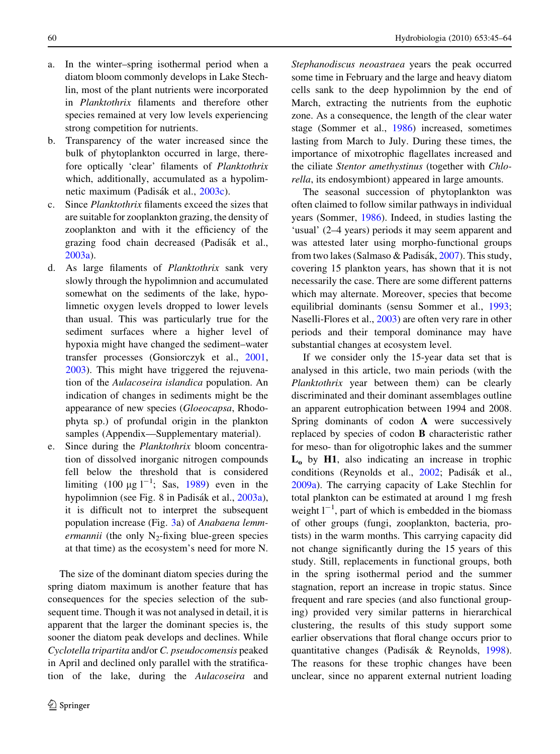a. In the winter–spring isothermal period when a diatom bloom commonly develops in Lake Stechlin, most of the plant nutrients were incorporated in *Planktothrix* filaments and therefore other species remained at very low levels experiencing strong competition for nutrients.
b. Transparency of the water increased since the bulk of phytoplankton occurred in large, therefore optically 'clear' filaments of *Planktothrix* which, additionally, accumulated as a hypolimnetic maximum (Padisák et al., 2003c).
c. Since *Planktothrix* filaments exceed the sizes that are suitable for zooplankton grazing, the density of zooplankton and with it the efficiency of the grazing food chain decreased (Padisák et al., 2003a).
d. As large filaments of *Planktothrix* sank very slowly through the hypolimnion and accumulated somewhat on the sediments of the lake, hypolimnetic oxygen levels dropped to lower levels than usual. This was particularly true for the sediment surfaces where a higher level of hypoxia might have changed the sediment–water transfer processes (Gonsiorczyk et al., 2001, 2003). This might have triggered the rejuvenation of the *Aulacoseira islandica* population. An indication of changes in sediments might be the appearance of new species (*Gloeocapsa*, Rhodophyta sp.) of profundal origin in the plankton samples (Appendix—Supplementary material).
e. Since during the *Planktothrix* bloom concentration of dissolved inorganic nitrogen compounds fell below the threshold that is considered limiting (100 μg $l^{-1}$; Sas, 1989) even in the hypolimnion (see Fig. 8 in Padisák et al., 2003a), it is difficult not to interpret the subsequent population increase (Fig. 3a) of *Anabaena lemmermannii* (the only $N_2$-fixing blue-green species at that time) as the ecosystem's need for more N.

The size of the dominant diatom species during the spring diatom maximum is another feature that has consequences for the species selection of the subsequent time. Though it was not analysed in detail, it is apparent that the larger the dominant species is, the sooner the diatom peak develops and declines. While *Cyclotella tripartita* and/or *C. pseudocomensis* peaked in April and declined only parallel with the stratification of the lake, during the *Aulacoseira* and *Stephanodiscus neoastraea* years the peak occurred some time in February and the large and heavy diatom cells sank to the deep hypolimnion by the end of March, extracting the nutrients from the euphotic zone. As a consequence, the length of the clear water stage (Sommer et al., 1986) increased, sometimes lasting from March to July. During these times, the importance of mixotrophic flagellates increased and the ciliate *Stentor amethystinus* (together with *Chlorella*, its endosymbiont) appeared in large amounts.

The seasonal succession of phytoplankton was often claimed to follow similar pathways in individual years (Sommer, 1986). Indeed, in studies lasting the 'usual' (2–4 years) periods it may seem apparent and was attested later using morpho-functional groups from two lakes (Salmaso & Padisák, 2007). This study, covering 15 plankton years, has shown that it is not necessarily the case. There are some different patterns which may alternate. Moreover, species that become equilibrial dominants (sensu Sommer et al., 1993; Naselli-Flores et al., 2003) are often very rare in other periods and their temporal dominance may have substantial changes at ecosystem level.

If we consider only the 15-year data set that is analysed in this article, two main periods (with the *Planktothrix* year between them) can be clearly discriminated and their dominant assemblages outline an apparent eutrophication between 1994 and 2008. Spring dominants of codon **A** were successively replaced by species of codon **B** characteristic rather for meso- than for oligotrophic lakes and the summer $\mathbf{L_o}$ by **H1**, also indicating an increase in trophic conditions (Reynolds et al., 2002; Padisák et al., 2009a). The carrying capacity of Lake Stechlin for total plankton can be estimated at around 1 mg fresh weight $l^{-1}$, part of which is embedded in the biomass of other groups (fungi, zooplankton, bacteria, protists) in the warm months. This carrying capacity did not change significantly during the 15 years of this study. Still, replacements in functional groups, both in the spring isothermal period and the summer stagnation, report an increase in tropic status. Since frequent and rare species (and also functional grouping) provided very similar patterns in hierarchical clustering, the results of this study support some earlier observations that floral change occurs prior to quantitative changes (Padisák & Reynolds, 1998). The reasons for these trophic changes have been unclear, since no apparent external nutrient loading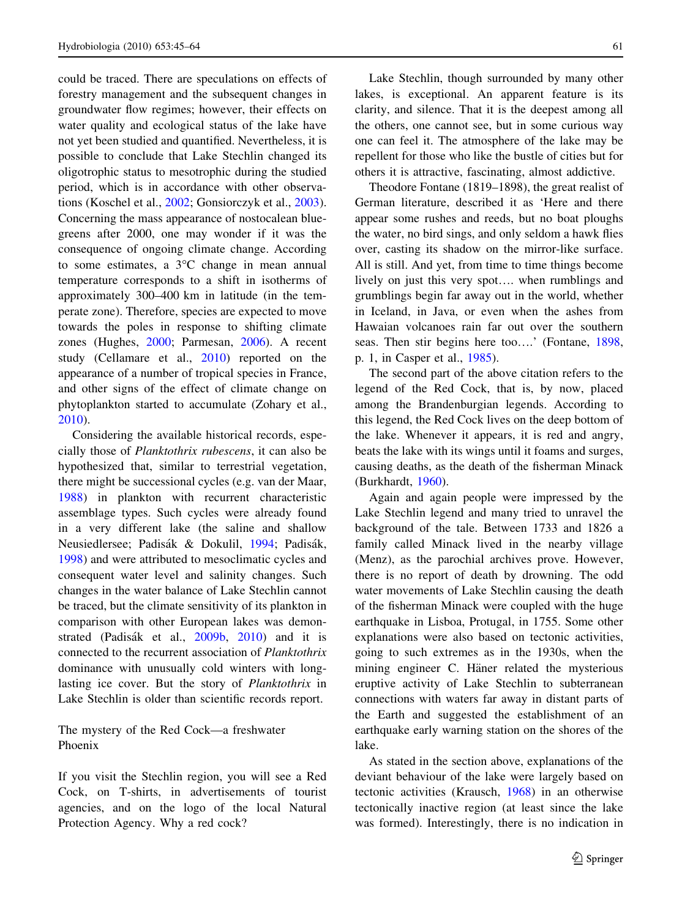could be traced. There are speculations on effects of forestry management and the subsequent changes in groundwater flow regimes; however, their effects on water quality and ecological status of the lake have not yet been studied and quantified. Nevertheless, it is possible to conclude that Lake Stechlin changed its oligotrophic status to mesotrophic during the studied period, which is in accordance with other observations (Koschel et al., 2002; Gonsiorczyk et al., 2003). Concerning the mass appearance of nostocalean blue-greens after 2000, one may wonder if it was the consequence of ongoing climate change. According to some estimates, a 3°C change in mean annual temperature corresponds to a shift in isotherms of approximately 300–400 km in latitude (in the temperate zone). Therefore, species are expected to move towards the poles in response to shifting climate zones (Hughes, 2000; Parmesan, 2006). A recent study (Cellamare et al., 2010) reported on the appearance of a number of tropical species in France, and other signs of the effect of climate change on phytoplankton started to accumulate (Zohary et al., 2010).

Considering the available historical records, especially those of *Planktothrix rubescens*, it can also be hypothesized that, similar to terrestrial vegetation, there might be successional cycles (e.g. van der Maar, 1988) in plankton with recurrent characteristic assemblage types. Such cycles were already found in a very different lake (the saline and shallow Neusiedlersee; Padisák & Dokulil, 1994; Padisák, 1998) and were attributed to mesoclimatic cycles and consequent water level and salinity changes. Such changes in the water balance of Lake Stechlin cannot be traced, but the climate sensitivity of its plankton in comparison with other European lakes was demonstrated (Padisák et al., 2009b, 2010) and it is connected to the recurrent association of *Planktothrix* dominance with unusually cold winters with long-lasting ice cover. But the story of *Planktothrix* in Lake Stechlin is older than scientific records report.

## The mystery of the Red Cock—a freshwater Phoenix

If you visit the Stechlin region, you will see a Red Cock, on T-shirts, in advertisements of tourist agencies, and on the logo of the local Natural Protection Agency. Why a red cock?

Lake Stechlin, though surrounded by many other lakes, is exceptional. An apparent feature is its clarity, and silence. That it is the deepest among all the others, one cannot see, but in some curious way one can feel it. The atmosphere of the lake may be repellent for those who like the bustle of cities but for others it is attractive, fascinating, almost addictive.

Theodore Fontane (1819–1898), the great realist of German literature, described it as 'Here and there appear some rushes and reeds, but no boat ploughs the water, no bird sings, and only seldom a hawk flies over, casting its shadow on the mirror-like surface. All is still. And yet, from time to time things become lively on just this very spot…. when rumblings and grumblings begin far away out in the world, whether in Iceland, in Java, or even when the ashes from Hawaiian volcanoes rain far out over the southern seas. Then stir begins here too….' (Fontane, 1898, p. 1, in Casper et al., 1985).

The second part of the above citation refers to the legend of the Red Cock, that is, by now, placed among the Brandenburgian legends. According to this legend, the Red Cock lives on the deep bottom of the lake. Whenever it appears, it is red and angry, beats the lake with its wings until it foams and surges, causing deaths, as the death of the fisherman Minack (Burkhardt, 1960).

Again and again people were impressed by the Lake Stechlin legend and many tried to unravel the background of the tale. Between 1733 and 1826 a family called Minack lived in the nearby village (Menz), as the parochial archives prove. However, there is no report of death by drowning. The odd water movements of Lake Stechlin causing the death of the fisherman Minack were coupled with the huge earthquake in Lisboa, Protugal, in 1755. Some other explanations were also based on tectonic activities, going to such extremes as in the 1930s, when the mining engineer C. Häner related the mysterious eruptive activity of Lake Stechlin to subterranean connections with waters far away in distant parts of the Earth and suggested the establishment of an earthquake early warning station on the shores of the lake.

As stated in the section above, explanations of the deviant behaviour of the lake were largely based on tectonic activities (Krausch, 1968) in an otherwise tectonically inactive region (at least since the lake was formed). Interestingly, there is no indication in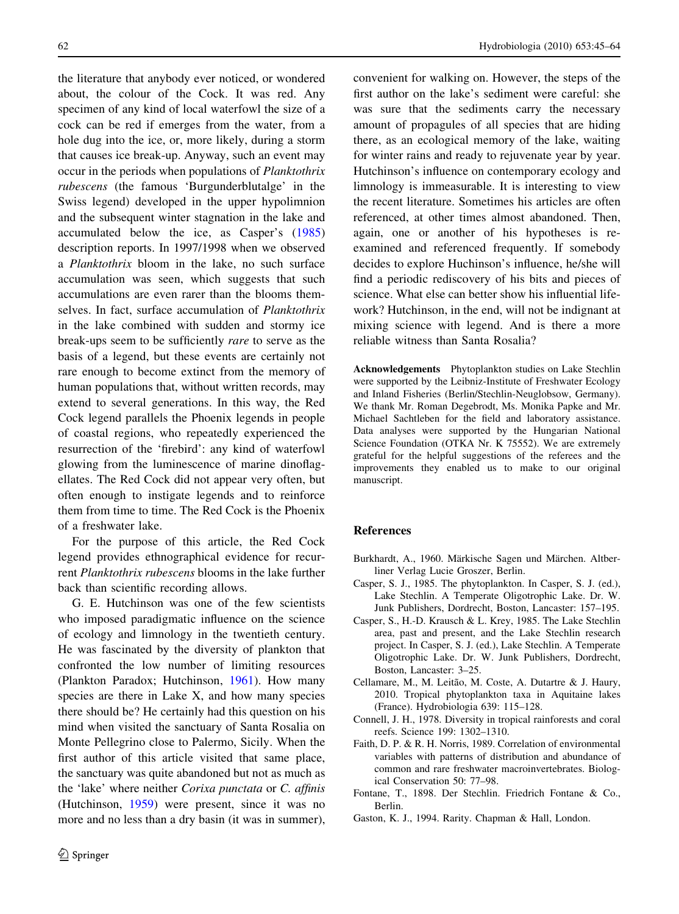the literature that anybody ever noticed, or wondered about, the colour of the Cock. It was red. Any specimen of any kind of local waterfowl the size of a cock can be red if emerges from the water, from a hole dug into the ice, or, more likely, during a storm that causes ice break-up. Anyway, such an event may occur in the periods when populations of *Planktothrix rubescens* (the famous 'Burgunderblutalge' in the Swiss legend) developed in the upper hypolimnion and the subsequent winter stagnation in the lake and accumulated below the ice, as Casper's (1985) description reports. In 1997/1998 when we observed a *Planktothrix* bloom in the lake, no such surface accumulation was seen, which suggests that such accumulations are even rarer than the blooms themselves. In fact, surface accumulation of *Planktothrix* in the lake combined with sudden and stormy ice break-ups seem to be sufficiently *rare* to serve as the basis of a legend, but these events are certainly not rare enough to become extinct from the memory of human populations that, without written records, may extend to several generations. In this way, the Red Cock legend parallels the Phoenix legends in people of coastal regions, who repeatedly experienced the resurrection of the 'firebird': any kind of waterfowl glowing from the luminescence of marine dinoflagellates. The Red Cock did not appear very often, but often enough to instigate legends and to reinforce them from time to time. The Red Cock is the Phoenix of a freshwater lake.

For the purpose of this article, the Red Cock legend provides ethnographical evidence for recurrent *Planktothrix rubescens* blooms in the lake further back than scientific recording allows.

G. E. Hutchinson was one of the few scientists who imposed paradigmatic influence on the science of ecology and limnology in the twentieth century. He was fascinated by the diversity of plankton that confronted the low number of limiting resources (Plankton Paradox; Hutchinson, 1961). How many species are there in Lake X, and how many species there should be? He certainly had this question on his mind when visited the sanctuary of Santa Rosalia on Monte Pellegrino close to Palermo, Sicily. When the first author of this article visited that same place, the sanctuary was quite abandoned but not as much as the 'lake' where neither *Corixa punctata* or *C. affinis* (Hutchinson, 1959) were present, since it was no more and no less than a dry basin (it was in summer), convenient for walking on. However, the steps of the first author on the lake's sediment were careful: she was sure that the sediments carry the necessary amount of propagules of all species that are hiding there, as an ecological memory of the lake, waiting for winter rains and ready to rejuvenate year by year. Hutchinson's influence on contemporary ecology and limnology is immeasurable. It is interesting to view the recent literature. Sometimes his articles are often referenced, at other times almost abandoned. Then, again, one or another of his hypotheses is re-examined and referenced frequently. If somebody decides to explore Huchinson's influence, he/she will find a periodic rediscovery of his bits and pieces of science. What else can better show his influential life-work? Hutchinson, in the end, will not be indignant at mixing science with legend. And is there a more reliable witness than Santa Rosalia?

**Acknowledgements** Phytoplankton studies on Lake Stechlin were supported by the Leibniz-Institute of Freshwater Ecology and Inland Fisheries (Berlin/Stechlin-Neuglobsow, Germany). We thank Mr. Roman Degebrodt, Ms. Monika Papke and Mr. Michael Sachtleben for the field and laboratory assistance. Data analyses were supported by the Hungarian National Science Foundation (OTKA Nr. K 75552). We are extremely grateful for the helpful suggestions of the referees and the improvements they enabled us to make to our original manuscript.

## References

Burkhardt, A., 1960. Märkische Sagen und Märchen. Altberliner Verlag Lucie Groszer, Berlin.

Casper, S. J., 1985. The phytoplankton. In Casper, S. J. (ed.), Lake Stechlin. A Temperate Oligotrophic Lake. Dr. W. Junk Publishers, Dordrecht, Boston, Lancaster: 157–195.

Casper, S., H.-D. Krausch & L. Krey, 1985. The Lake Stechlin area, past and present, and the Lake Stechlin research project. In Casper, S. J. (ed.), Lake Stechlin. A Temperate Oligotrophic Lake. Dr. W. Junk Publishers, Dordrecht, Boston, Lancaster: 3–25.

Cellamare, M., M. Leitão, M. Coste, A. Dutartre & J. Haury, 2010. Tropical phytoplankton taxa in Aquitaine lakes (France). Hydrobiologia 639: 115–128.

Connell, J. H., 1978. Diversity in tropical rainforests and coral reefs. Science 199: 1302–1310.

Faith, D. P. & R. H. Norris, 1989. Correlation of environmental variables with patterns of distribution and abundance of common and rare freshwater macroinvertebrates. Biological Conservation 50: 77–98.

Fontane, T., 1898. Der Stechlin. Friedrich Fontane & Co., Berlin.

Gaston, K. J., 1994. Rarity. Chapman & Hall, London.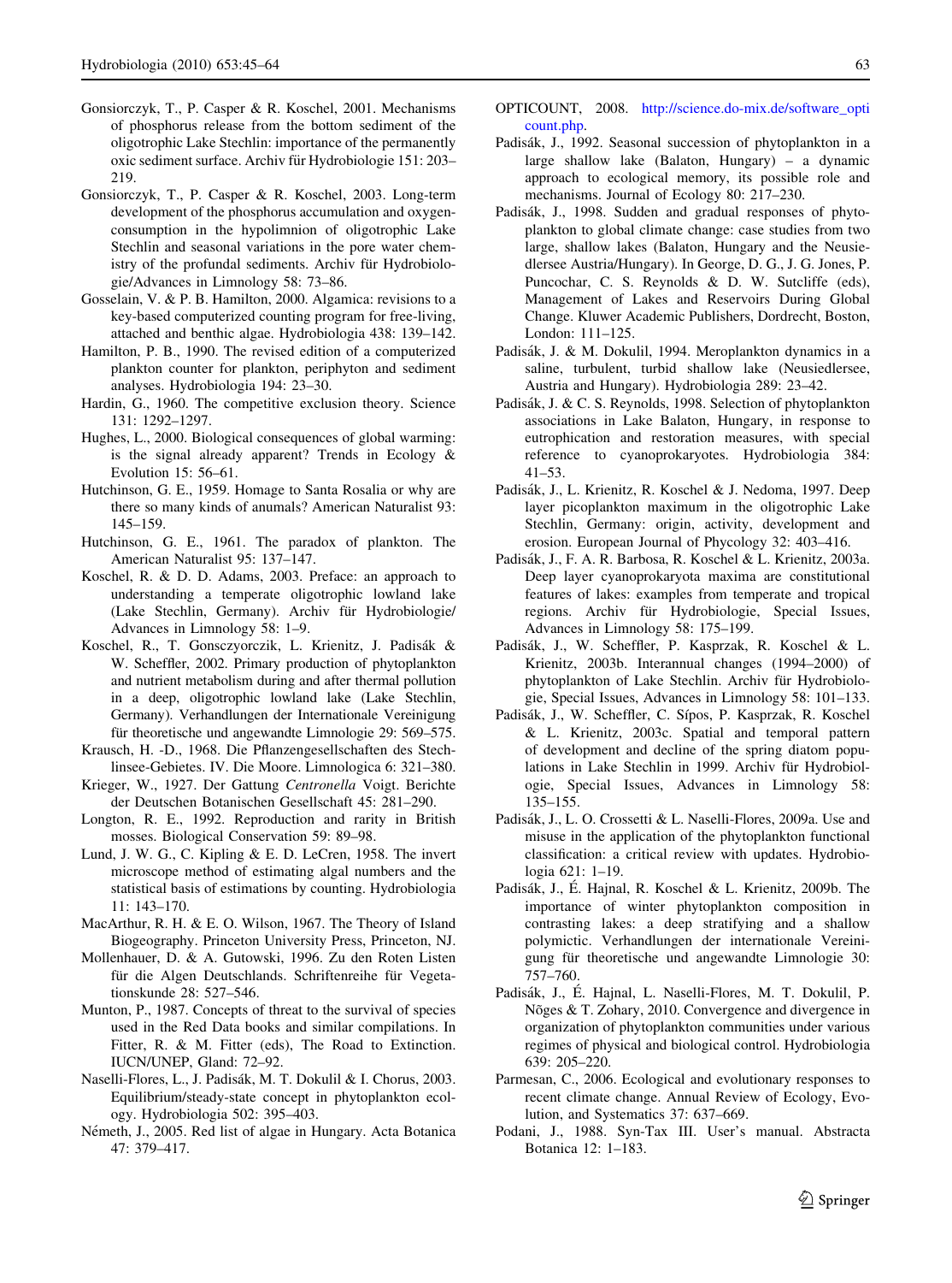Gonsiorczyk, T., P. Casper & R. Koschel, 2001. Mechanisms of phosphorus release from the bottom sediment of the oligotrophic Lake Stechlin: importance of the permanently oxic sediment surface. Archiv für Hydrobiologie 151: 203–219.

Gonsiorczyk, T., P. Casper & R. Koschel, 2003. Long-term development of the phosphorus accumulation and oxygen-consumption in the hypolimnion of oligotrophic Lake Stechlin and seasonal variations in the pore water chemistry of the profundal sediments. Archiv für Hydrobiologie/Advances in Limnology 58: 73–86.

Gosselain, V. & P. B. Hamilton, 2000. Algamica: revisions to a key-based computerized counting program for free-living, attached and benthic algae. Hydrobiologia 438: 139–142.

Hamilton, P. B., 1990. The revised edition of a computerized plankton counter for plankton, periphyton and sediment analyses. Hydrobiologia 194: 23–30.

Hardin, G., 1960. The competitive exclusion theory. Science 131: 1292–1297.

Hughes, L., 2000. Biological consequences of global warming: is the signal already apparent? Trends in Ecology & Evolution 15: 56–61.

Hutchinson, G. E., 1959. Homage to Santa Rosalia or why are there so many kinds of anumals? American Naturalist 93: 145–159.

Hutchinson, G. E., 1961. The paradox of plankton. The American Naturalist 95: 137–147.

Koschel, R. & D. D. Adams, 2003. Preface: an approach to understanding a temperate oligotrophic lowland lake (Lake Stechlin, Germany). Archiv für Hydrobiologie/Advances in Limnology 58: 1–9.

Koschel, R., T. Gonsczyorczik, L. Krienitz, J. Padisák & W. Scheffler, 2002. Primary production of phytoplankton and nutrient metabolism during and after thermal pollution in a deep, oligotrophic lowland lake (Lake Stechlin, Germany). Verhandlungen der Internationale Vereinigung für theoretische und angewandte Limnologie 29: 569–575.

Krausch, H. -D., 1968. Die Pflanzengesellschaften des Stechlinsee-Gebietes. IV. Die Moore. Limnologica 6: 321–380.

Krieger, W., 1927. Der Gattung *Centronella* Voigt. Berichte der Deutschen Botanischen Gesellschaft 45: 281–290.

Longton, R. E., 1992. Reproduction and rarity in British mosses. Biological Conservation 59: 89–98.

Lund, J. W. G., C. Kipling & E. D. LeCren, 1958. The invert microscope method of estimating algal numbers and the statistical basis of estimations by counting. Hydrobiologia 11: 143–170.

MacArthur, R. H. & E. O. Wilson, 1967. The Theory of Island Biogeography. Princeton University Press, Princeton, NJ.

Mollenhauer, D. & A. Gutowski, 1996. Zu den Roten Listen für die Algen Deutschlands. Schriftenreihe für Vegetationskunde 28: 527–546.

Munton, P., 1987. Concepts of threat to the survival of species used in the Red Data books and similar compilations. In Fitter, R. & M. Fitter (eds), The Road to Extinction. IUCN/UNEP, Gland: 72–92.

Naselli-Flores, L., J. Padisák, M. T. Dokulil & I. Chorus, 2003. Equilibrium/steady-state concept in phytoplankton ecology. Hydrobiologia 502: 395–403.

Németh, J., 2005. Red list of algae in Hungary. Acta Botanica 47: 379–417.

OPTICOUNT, 2008. http://science.do-mix.de/software_opticount.php.

Padisák, J., 1992. Seasonal succession of phytoplankton in a large shallow lake (Balaton, Hungary) – a dynamic approach to ecological memory, its possible role and mechanisms. Journal of Ecology 80: 217–230.

Padisák, J., 1998. Sudden and gradual responses of phytoplankton to global climate change: case studies from two large, shallow lakes (Balaton, Hungary and the Neusiedlersee Austria/Hungary). In George, D. G., J. G. Jones, P. Puncochar, C. S. Reynolds & D. W. Sutcliffe (eds), Management of Lakes and Reservoirs During Global Change. Kluwer Academic Publishers, Dordrecht, Boston, London: 111–125.

Padisák, J. & M. Dokulil, 1994. Meroplankton dynamics in a saline, turbulent, turbid shallow lake (Neusiedlersee, Austria and Hungary). Hydrobiologia 289: 23–42.

Padisák, J. & C. S. Reynolds, 1998. Selection of phytoplankton associations in Lake Balaton, Hungary, in response to eutrophication and restoration measures, with special reference to cyanoprokaryotes. Hydrobiologia 384: 41–53.

Padisák, J., L. Krienitz, R. Koschel & J. Nedoma, 1997. Deep layer picoplankton maximum in the oligotrophic Lake Stechlin, Germany: origin, activity, development and erosion. European Journal of Phycology 32: 403–416.

Padisák, J., F. A. R. Barbosa, R. Koschel & L. Krienitz, 2003a. Deep layer cyanoprokaryota maxima are constitutional features of lakes: examples from temperate and tropical regions. Archiv für Hydrobiologie, Special Issues, Advances in Limnology 58: 175–199.

Padisák, J., W. Scheffler, P. Kasprzak, R. Koschel & L. Krienitz, 2003b. Interannual changes (1994–2000) of phytoplankton of Lake Stechlin. Archiv für Hydrobiologie, Special Issues, Advances in Limnology 58: 101–133.

Padisák, J., W. Scheffler, C. Sípos, P. Kasprzak, R. Koschel & L. Krienitz, 2003c. Spatial and temporal pattern of development and decline of the spring diatom populations in Lake Stechlin in 1999. Archiv für Hydrobiologie, Special Issues, Advances in Limnology 58: 135–155.

Padisák, J., L. O. Crossetti & L. Naselli-Flores, 2009a. Use and misuse in the application of the phytoplankton functional classification: a critical review with updates. Hydrobiologia 621: 1–19.

Padisák, J., É. Hajnal, R. Koschel & L. Krienitz, 2009b. The importance of winter phytoplankton composition in contrasting lakes: a deep stratifying and a shallow polymictic. Verhandlungen der internationale Vereinigung für theoretische und angewandte Limnologie 30: 757–760.

Padisák, J., É. Hajnal, L. Naselli-Flores, M. T. Dokulil, P. Nõges & T. Zohary, 2010. Convergence and divergence in organization of phytoplankton communities under various regimes of physical and biological control. Hydrobiologia 639: 205–220.

Parmesan, C., 2006. Ecological and evolutionary responses to recent climate change. Annual Review of Ecology, Evolution, and Systematics 37: 637–669.

Podani, J., 1988. Syn-Tax III. User's manual. Abstracta Botanica 12: 1–183.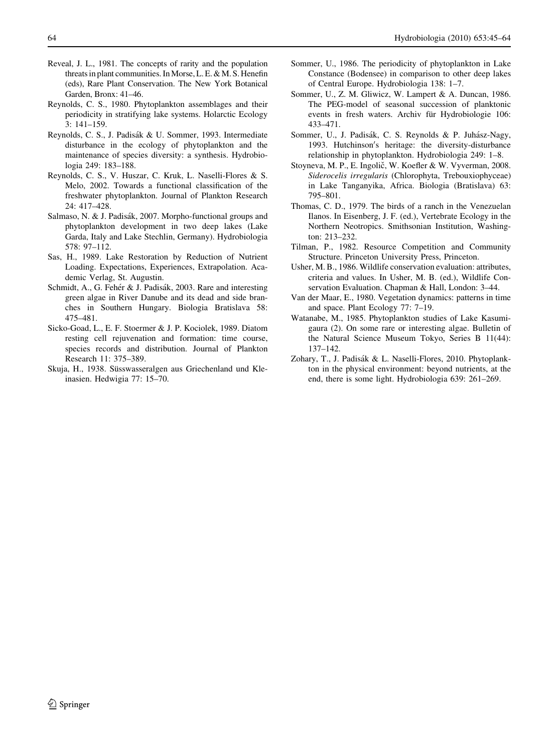Reveal, J. L., 1981. The concepts of rarity and the population threats in plant communities. In Morse, L. E. & M. S. Henefin (eds), Rare Plant Conservation. The New York Botanical Garden, Bronx: 41–46.

Reynolds, C. S., 1980. Phytoplankton assemblages and their periodicity in stratifying lake systems. Holarctic Ecology 3: 141–159.

Reynolds, C. S., J. Padisák & U. Sommer, 1993. Intermediate disturbance in the ecology of phytoplankton and the maintenance of species diversity: a synthesis. Hydrobiologia 249: 183–188.

Reynolds, C. S., V. Huszar, C. Kruk, L. Naselli-Flores & S. Melo, 2002. Towards a functional classification of the freshwater phytoplankton. Journal of Plankton Research 24: 417–428.

Salmaso, N. & J. Padisák, 2007. Morpho-functional groups and phytoplankton development in two deep lakes (Lake Garda, Italy and Lake Stechlin, Germany). Hydrobiologia 578: 97–112.

Sas, H., 1989. Lake Restoration by Reduction of Nutrient Loading. Expectations, Experiences, Extrapolation. Academic Verlag, St. Augustin.

Schmidt, A., G. Fehér & J. Padisák, 2003. Rare and interesting green algae in River Danube and its dead and side branches in Southern Hungary. Biologia Bratislava 58: 475–481.

Sicko-Goad, L., E. F. Stoermer & J. P. Kociolek, 1989. Diatom resting cell rejuvenation and formation: time course, species records and distribution. Journal of Plankton Research 11: 375–389.

Skuja, H., 1938. Süsswasseralgen aus Griechenland und Kleinasien. Hedwigia 77: 15–70.

Sommer, U., 1986. The periodicity of phytoplankton in Lake Constance (Bodensee) in comparison to other deep lakes of Central Europe. Hydrobiologia 138: 1–7.

Sommer, U., Z. M. Gliwicz, W. Lampert & A. Duncan, 1986. The PEG-model of seasonal succession of planktonic events in fresh waters. Archiv für Hydrobiologie 106: 433–471.

Sommer, U., J. Padisák, C. S. Reynolds & P. Juhász-Nagy, 1993. Hutchinson′s heritage: the diversity-disturbance relationship in phytoplankton. Hydrobiologia 249: 1–8.

Stoyneva, M. P., E. Ingolič, W. Koefler & W. Vyverman, 2008. *Siderocelis irregularis* (Chlorophyta, Trebouxiophyceae) in Lake Tanganyika, Africa. Biologia (Bratislava) 63: 795–801.

Thomas, C. D., 1979. The birds of a ranch in the Venezuelan Ilanos. In Eisenberg, J. F. (ed.), Vertebrate Ecology in the Northern Neotropics. Smithsonian Institution, Washington: 213–232.

Tilman, P., 1982. Resource Competition and Community Structure. Princeton University Press, Princeton.

Usher, M. B., 1986. Wildlife conservation evaluation: attributes, criteria and values. In Usher, M. B. (ed.), Wildlife Conservation Evaluation. Chapman & Hall, London: 3–44.

Van der Maar, E., 1980. Vegetation dynamics: patterns in time and space. Plant Ecology 77: 7–19.

Watanabe, M., 1985. Phytoplankton studies of Lake Kasumigaura (2). On some rare or interesting algae. Bulletin of the Natural Science Museum Tokyo, Series B 11(44): 137–142.

Zohary, T., J. Padisák & L. Naselli-Flores, 2010. Phytoplankton in the physical environment: beyond nutrients, at the end, there is some light. Hydrobiologia 639: 261–269.